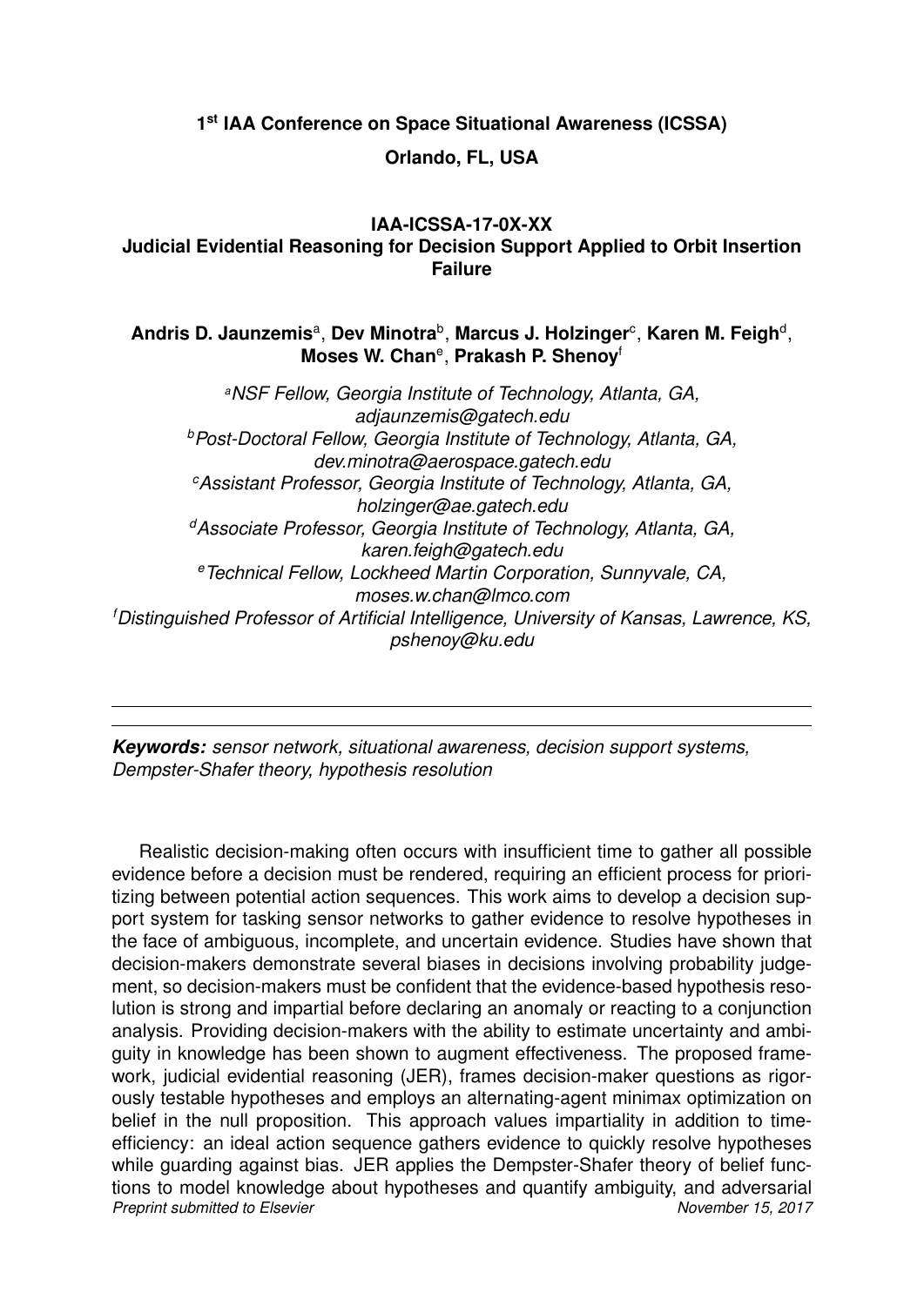**1st IAA Conference on Space Situational Awareness (ICSSA)**

**Orlando, FL, USA**

**IAA-ICSSA-17-0X-XX**

# Judicial Evidential Reasoning for Decision Support Applied to Orbit Insertion Failure

**Andris D. Jaunzemis**[a], **Dev Minotra**[b], **Marcus J. Holzinger**[c], **Karen M. Feigh**[d], **Moses W. Chan**[e], **Prakash P. Shenoy**[f]

[a]*NSF Fellow, Georgia Institute of Technology, Atlanta, GA, adjaunzemis@gatech.edu*
[b]*Post-Doctoral Fellow, Georgia Institute of Technology, Atlanta, GA, dev.minotra@aerospace.gatech.edu*
[c]*Assistant Professor, Georgia Institute of Technology, Atlanta, GA, holzinger@ae.gatech.edu*
[d]*Associate Professor, Georgia Institute of Technology, Atlanta, GA, karen.feigh@gatech.edu*
[e]*Technical Fellow, Lockheed Martin Corporation, Sunnyvale, CA, moses.w.chan@lmco.com*
[f]*Distinguished Professor of Artificial Intelligence, University of Kansas, Lawrence, KS, pshenoy@ku.edu*

---

***Keywords:*** *sensor network, situational awareness, decision support systems, Dempster-Shafer theory, hypothesis resolution*

Realistic decision-making often occurs with insufficient time to gather all possible evidence before a decision must be rendered, requiring an efficient process for prioritizing between potential action sequences. This work aims to develop a decision support system for tasking sensor networks to gather evidence to resolve hypotheses in the face of ambiguous, incomplete, and uncertain evidence. Studies have shown that decision-makers demonstrate several biases in decisions involving probability judgement, so decision-makers must be confident that the evidence-based hypothesis resolution is strong and impartial before declaring an anomaly or reacting to a conjunction analysis. Providing decision-makers with the ability to estimate uncertainty and ambiguity in knowledge has been shown to augment effectiveness. The proposed framework, judicial evidential reasoning (JER), frames decision-maker questions as rigorously testable hypotheses and employs an alternating-agent minimax optimization on belief in the null proposition. This approach values impartiality in addition to time-efficiency: an ideal action sequence gathers evidence to quickly resolve hypotheses while guarding against bias. JER applies the Dempster-Shafer theory of belief functions to model knowledge about hypotheses and quantify ambiguity, and adversarial

*Preprint submitted to Elsevier* *November 15, 2017*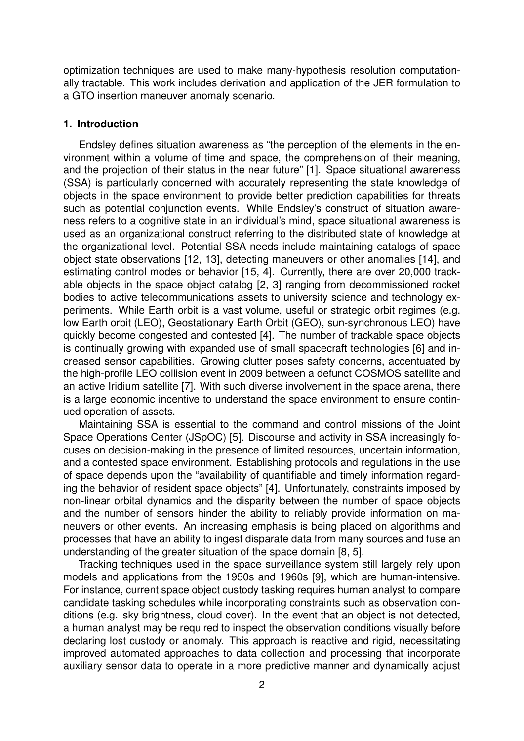optimization techniques are used to make many-hypothesis resolution computationally tractable. This work includes derivation and application of the JER formulation to a GTO insertion maneuver anomaly scenario.

## 1. Introduction

Endsley defines situation awareness as "the perception of the elements in the environment within a volume of time and space, the comprehension of their meaning, and the projection of their status in the near future" [1]. Space situational awareness (SSA) is particularly concerned with accurately representing the state knowledge of objects in the space environment to provide better prediction capabilities for threats such as potential conjunction events. While Endsley's construct of situation awareness refers to a cognitive state in an individual's mind, space situational awareness is used as an organizational construct referring to the distributed state of knowledge at the organizational level. Potential SSA needs include maintaining catalogs of space object state observations [12, 13], detecting maneuvers or other anomalies [14], and estimating control modes or behavior [15, 4]. Currently, there are over 20,000 trackable objects in the space object catalog [2, 3] ranging from decommissioned rocket bodies to active telecommunications assets to university science and technology experiments. While Earth orbit is a vast volume, useful or strategic orbit regimes (e.g. low Earth orbit (LEO), Geostationary Earth Orbit (GEO), sun-synchronous LEO) have quickly become congested and contested [4]. The number of trackable space objects is continually growing with expanded use of small spacecraft technologies [6] and increased sensor capabilities. Growing clutter poses safety concerns, accentuated by the high-profile LEO collision event in 2009 between a defunct COSMOS satellite and an active Iridium satellite [7]. With such diverse involvement in the space arena, there is a large economic incentive to understand the space environment to ensure continued operation of assets.

Maintaining SSA is essential to the command and control missions of the Joint Space Operations Center (JSpOC) [5]. Discourse and activity in SSA increasingly focuses on decision-making in the presence of limited resources, uncertain information, and a contested space environment. Establishing protocols and regulations in the use of space depends upon the "availability of quantifiable and timely information regarding the behavior of resident space objects" [4]. Unfortunately, constraints imposed by non-linear orbital dynamics and the disparity between the number of space objects and the number of sensors hinder the ability to reliably provide information on maneuvers or other events. An increasing emphasis is being placed on algorithms and processes that have an ability to ingest disparate data from many sources and fuse an understanding of the greater situation of the space domain [8, 5].

Tracking techniques used in the space surveillance system still largely rely upon models and applications from the 1950s and 1960s [9], which are human-intensive. For instance, current space object custody tasking requires human analyst to compare candidate tasking schedules while incorporating constraints such as observation conditions (e.g. sky brightness, cloud cover). In the event that an object is not detected, a human analyst may be required to inspect the observation conditions visually before declaring lost custody or anomaly. This approach is reactive and rigid, necessitating improved automated approaches to data collection and processing that incorporate auxiliary sensor data to operate in a more predictive manner and dynamically adjust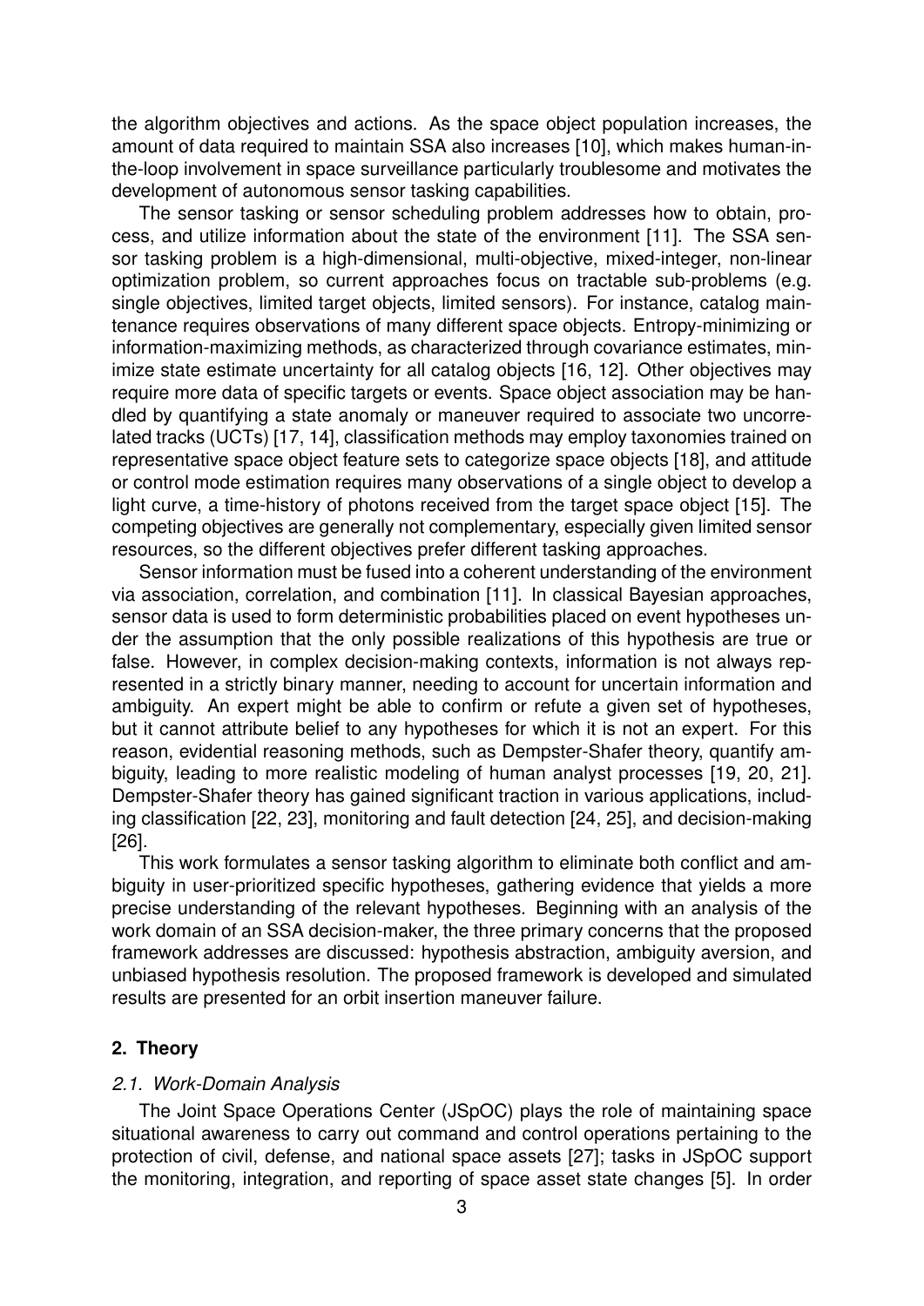the algorithm objectives and actions. As the space object population increases, the amount of data required to maintain SSA also increases [10], which makes human-in-the-loop involvement in space surveillance particularly troublesome and motivates the development of autonomous sensor tasking capabilities.

The sensor tasking or sensor scheduling problem addresses how to obtain, process, and utilize information about the state of the environment [11]. The SSA sensor tasking problem is a high-dimensional, multi-objective, mixed-integer, non-linear optimization problem, so current approaches focus on tractable sub-problems (e.g. single objectives, limited target objects, limited sensors). For instance, catalog maintenance requires observations of many different space objects. Entropy-minimizing or information-maximizing methods, as characterized through covariance estimates, minimize state estimate uncertainty for all catalog objects [16, 12]. Other objectives may require more data of specific targets or events. Space object association may be handled by quantifying a state anomaly or maneuver required to associate two uncorrelated tracks (UCTs) [17, 14], classification methods may employ taxonomies trained on representative space object feature sets to categorize space objects [18], and attitude or control mode estimation requires many observations of a single object to develop a light curve, a time-history of photons received from the target space object [15]. The competing objectives are generally not complementary, especially given limited sensor resources, so the different objectives prefer different tasking approaches.

Sensor information must be fused into a coherent understanding of the environment via association, correlation, and combination [11]. In classical Bayesian approaches, sensor data is used to form deterministic probabilities placed on event hypotheses under the assumption that the only possible realizations of this hypothesis are true or false. However, in complex decision-making contexts, information is not always represented in a strictly binary manner, needing to account for uncertain information and ambiguity. An expert might be able to confirm or refute a given set of hypotheses, but it cannot attribute belief to any hypotheses for which it is not an expert. For this reason, evidential reasoning methods, such as Dempster-Shafer theory, quantify ambiguity, leading to more realistic modeling of human analyst processes [19, 20, 21]. Dempster-Shafer theory has gained significant traction in various applications, including classification [22, 23], monitoring and fault detection [24, 25], and decision-making [26].

This work formulates a sensor tasking algorithm to eliminate both conflict and ambiguity in user-prioritized specific hypotheses, gathering evidence that yields a more precise understanding of the relevant hypotheses. Beginning with an analysis of the work domain of an SSA decision-maker, the three primary concerns that the proposed framework addresses are discussed: hypothesis abstraction, ambiguity aversion, and unbiased hypothesis resolution. The proposed framework is developed and simulated results are presented for an orbit insertion maneuver failure.

## 2. Theory

### *2.1. Work-Domain Analysis*

The Joint Space Operations Center (JSpOC) plays the role of maintaining space situational awareness to carry out command and control operations pertaining to the protection of civil, defense, and national space assets [27]; tasks in JSpOC support the monitoring, integration, and reporting of space asset state changes [5]. In order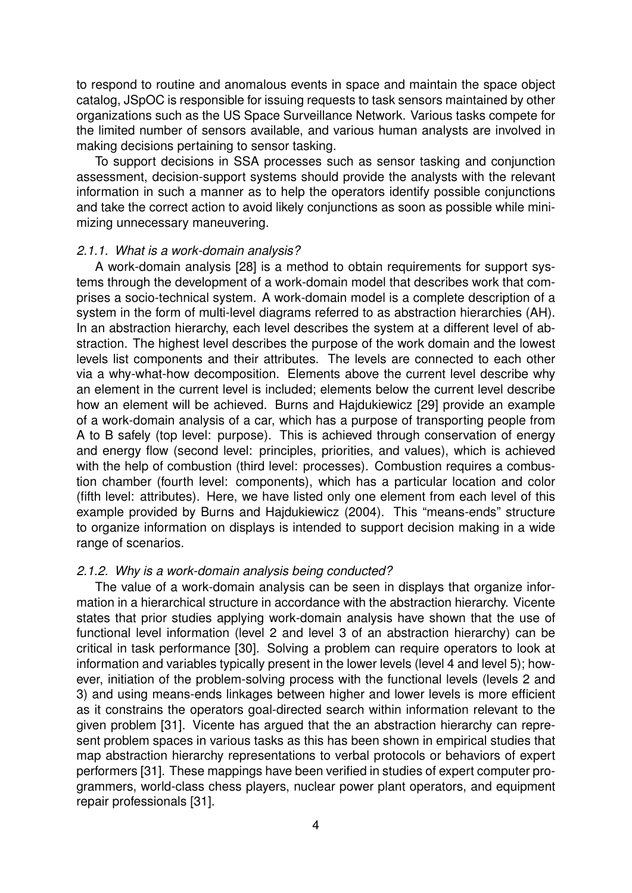to respond to routine and anomalous events in space and maintain the space object catalog, JSpOC is responsible for issuing requests to task sensors maintained by other organizations such as the US Space Surveillance Network. Various tasks compete for the limited number of sensors available, and various human analysts are involved in making decisions pertaining to sensor tasking.

To support decisions in SSA processes such as sensor tasking and conjunction assessment, decision-support systems should provide the analysts with the relevant information in such a manner as to help the operators identify possible conjunctions and take the correct action to avoid likely conjunctions as soon as possible while minimizing unnecessary maneuvering.

#### *2.1.1. What is a work-domain analysis?*

A work-domain analysis [28] is a method to obtain requirements for support systems through the development of a work-domain model that describes work that comprises a socio-technical system. A work-domain model is a complete description of a system in the form of multi-level diagrams referred to as abstraction hierarchies (AH). In an abstraction hierarchy, each level describes the system at a different level of abstraction. The highest level describes the purpose of the work domain and the lowest levels list components and their attributes. The levels are connected to each other via a why-what-how decomposition. Elements above the current level describe why an element in the current level is included; elements below the current level describe how an element will be achieved. Burns and Hajdukiewicz [29] provide an example of a work-domain analysis of a car, which has a purpose of transporting people from A to B safely (top level: purpose). This is achieved through conservation of energy and energy flow (second level: principles, priorities, and values), which is achieved with the help of combustion (third level: processes). Combustion requires a combustion chamber (fourth level: components), which has a particular location and color (fifth level: attributes). Here, we have listed only one element from each level of this example provided by Burns and Hajdukiewicz (2004). This "means-ends" structure to organize information on displays is intended to support decision making in a wide range of scenarios.

#### *2.1.2. Why is a work-domain analysis being conducted?*

The value of a work-domain analysis can be seen in displays that organize information in a hierarchical structure in accordance with the abstraction hierarchy. Vicente states that prior studies applying work-domain analysis have shown that the use of functional level information (level 2 and level 3 of an abstraction hierarchy) can be critical in task performance [30]. Solving a problem can require operators to look at information and variables typically present in the lower levels (level 4 and level 5); however, initiation of the problem-solving process with the functional levels (levels 2 and 3) and using means-ends linkages between higher and lower levels is more efficient as it constrains the operators goal-directed search within information relevant to the given problem [31]. Vicente has argued that the an abstraction hierarchy can represent problem spaces in various tasks as this has been shown in empirical studies that map abstraction hierarchy representations to verbal protocols or behaviors of expert performers [31]. These mappings have been verified in studies of expert computer programmers, world-class chess players, nuclear power plant operators, and equipment repair professionals [31].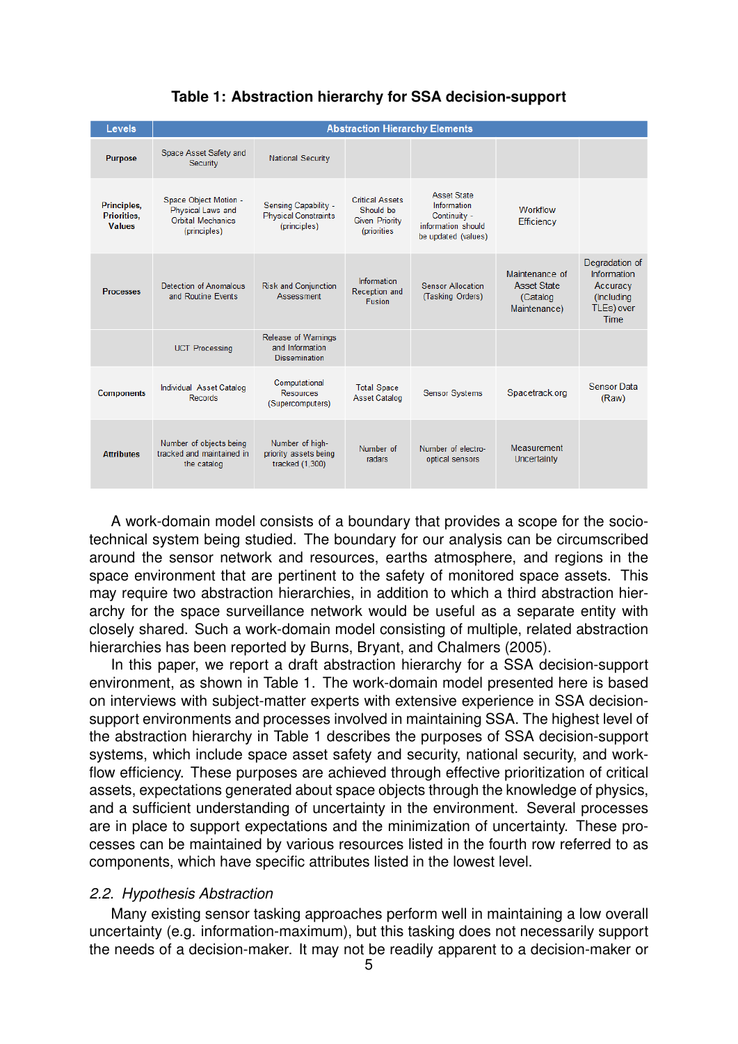**Table 1: Abstraction hierarchy for SSA decision-support**

| Levels | Abstraction Hierarchy Elements | | | | | |
|---|---|---|---|---|---|---|
| **Purpose** | Space Asset Safety and Security | National Security | | | | |
| **Principles, Priorities, Values** | Space Object Motion - Physical Laws and Orbital Mechanics (principles) | Sensing Capability - Physical Constraints (principles) | Critical Assets Should be Given Priority (priorities | Asset State Information Continuity - information should be updated (values) | Workflow Efficiency | |
| **Processes** | Detection of Anomalous and Routine Events | Risk and Conjunction Assessment | Information Reception and Fusion | Sensor Allocation (Tasking Orders) | Maintenance of Asset State (Catalog Maintenance) | Degradation of Information Accuracy (Including TLEs) over Time |
| | UCT Processing | Release of Warnings and Information Dissemination | | | | |
| **Components** | Individual Asset Catalog Records | Computational Resources (Supercomputers) | Total Space Asset Catalog | Sensor Systems | Spacetrack.org | Sensor Data (Raw) |
| **Attributes** | Number of objects being tracked and maintained in the catalog | Number of high-priority assets being tracked (1,300) | Number of radars | Number of electro-optical sensors | Measurement Uncertainty | |

A work-domain model consists of a boundary that provides a scope for the socio-technical system being studied. The boundary for our analysis can be circumscribed around the sensor network and resources, earths atmosphere, and regions in the space environment that are pertinent to the safety of monitored space assets. This may require two abstraction hierarchies, in addition to which a third abstraction hierarchy for the space surveillance network would be useful as a separate entity with closely shared. Such a work-domain model consisting of multiple, related abstraction hierarchies has been reported by Burns, Bryant, and Chalmers (2005).

In this paper, we report a draft abstraction hierarchy for a SSA decision-support environment, as shown in Table 1. The work-domain model presented here is based on interviews with subject-matter experts with extensive experience in SSA decision-support environments and processes involved in maintaining SSA. The highest level of the abstraction hierarchy in Table 1 describes the purposes of SSA decision-support systems, which include space asset safety and security, national security, and workflow efficiency. These purposes are achieved through effective prioritization of critical assets, expectations generated about space objects through the knowledge of physics, and a sufficient understanding of uncertainty in the environment. Several processes are in place to support expectations and the minimization of uncertainty. These processes can be maintained by various resources listed in the fourth row referred to as components, which have specific attributes listed in the lowest level.

### *2.2. Hypothesis Abstraction*

Many existing sensor tasking approaches perform well in maintaining a low overall uncertainty (e.g. information-maximum), but this tasking does not necessarily support the needs of a decision-maker. It may not be readily apparent to a decision-maker or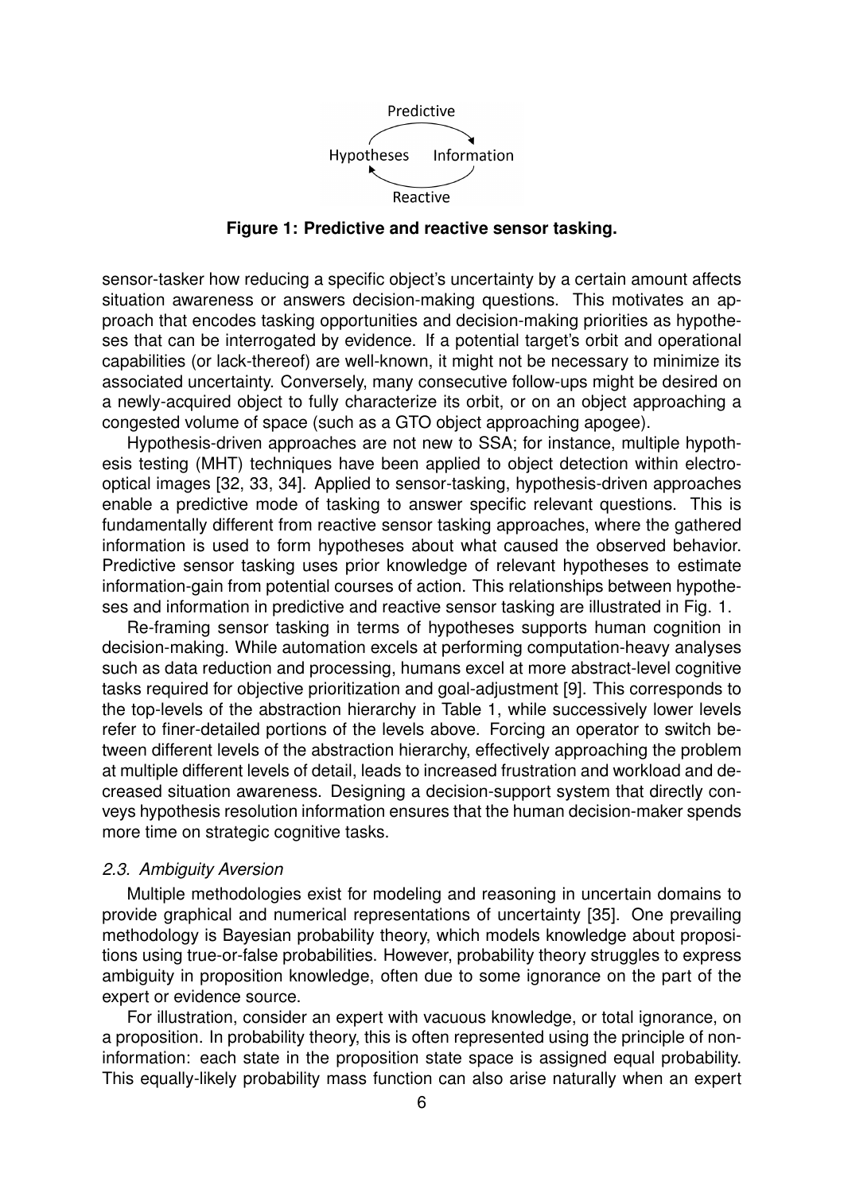Predictive

Hypotheses Information

Reactive

**Figure 1: Predictive and reactive sensor tasking.**

sensor-tasker how reducing a specific object's uncertainty by a certain amount affects situation awareness or answers decision-making questions. This motivates an approach that encodes tasking opportunities and decision-making priorities as hypotheses that can be interrogated by evidence. If a potential target's orbit and operational capabilities (or lack-thereof) are well-known, it might not be necessary to minimize its associated uncertainty. Conversely, many consecutive follow-ups might be desired on a newly-acquired object to fully characterize its orbit, or on an object approaching a congested volume of space (such as a GTO object approaching apogee).

Hypothesis-driven approaches are not new to SSA; for instance, multiple hypothesis testing (MHT) techniques have been applied to object detection within electro-optical images [32, 33, 34]. Applied to sensor-tasking, hypothesis-driven approaches enable a predictive mode of tasking to answer specific relevant questions. This is fundamentally different from reactive sensor tasking approaches, where the gathered information is used to form hypotheses about what caused the observed behavior. Predictive sensor tasking uses prior knowledge of relevant hypotheses to estimate information-gain from potential courses of action. This relationships between hypotheses and information in predictive and reactive sensor tasking are illustrated in Fig. 1.

Re-framing sensor tasking in terms of hypotheses supports human cognition in decision-making. While automation excels at performing computation-heavy analyses such as data reduction and processing, humans excel at more abstract-level cognitive tasks required for objective prioritization and goal-adjustment [9]. This corresponds to the top-levels of the abstraction hierarchy in Table 1, while successively lower levels refer to finer-detailed portions of the levels above. Forcing an operator to switch between different levels of the abstraction hierarchy, effectively approaching the problem at multiple different levels of detail, leads to increased frustration and workload and decreased situation awareness. Designing a decision-support system that directly conveys hypothesis resolution information ensures that the human decision-maker spends more time on strategic cognitive tasks.

### *2.3. Ambiguity Aversion*

Multiple methodologies exist for modeling and reasoning in uncertain domains to provide graphical and numerical representations of uncertainty [35]. One prevailing methodology is Bayesian probability theory, which models knowledge about propositions using true-or-false probabilities. However, probability theory struggles to express ambiguity in proposition knowledge, often due to some ignorance on the part of the expert or evidence source.

For illustration, consider an expert with vacuous knowledge, or total ignorance, on a proposition. In probability theory, this is often represented using the principle of non-information: each state in the proposition state space is assigned equal probability. This equally-likely probability mass function can also arise naturally when an expert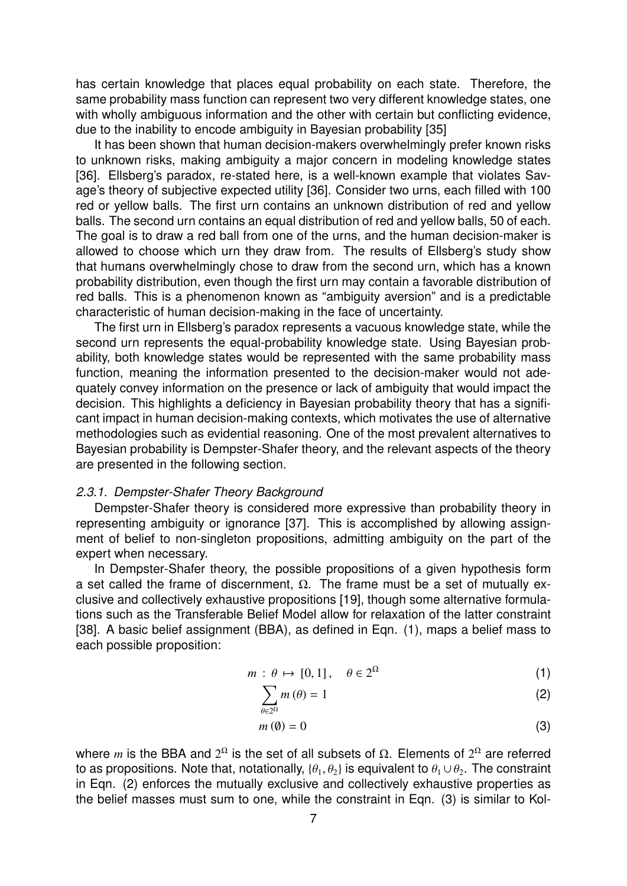has certain knowledge that places equal probability on each state. Therefore, the same probability mass function can represent two very different knowledge states, one with wholly ambiguous information and the other with certain but conflicting evidence, due to the inability to encode ambiguity in Bayesian probability [35]

It has been shown that human decision-makers overwhelmingly prefer known risks to unknown risks, making ambiguity a major concern in modeling knowledge states [36]. Ellsberg's paradox, re-stated here, is a well-known example that violates Savage's theory of subjective expected utility [36]. Consider two urns, each filled with 100 red or yellow balls. The first urn contains an unknown distribution of red and yellow balls. The second urn contains an equal distribution of red and yellow balls, 50 of each. The goal is to draw a red ball from one of the urns, and the human decision-maker is allowed to choose which urn they draw from. The results of Ellsberg's study show that humans overwhelmingly chose to draw from the second urn, which has a known probability distribution, even though the first urn may contain a favorable distribution of red balls. This is a phenomenon known as "ambiguity aversion" and is a predictable characteristic of human decision-making in the face of uncertainty.

The first urn in Ellsberg's paradox represents a vacuous knowledge state, while the second urn represents the equal-probability knowledge state. Using Bayesian probability, both knowledge states would be represented with the same probability mass function, meaning the information presented to the decision-maker would not adequately convey information on the presence or lack of ambiguity that would impact the decision. This highlights a deficiency in Bayesian probability theory that has a significant impact in human decision-making contexts, which motivates the use of alternative methodologies such as evidential reasoning. One of the most prevalent alternatives to Bayesian probability is Dempster-Shafer theory, and the relevant aspects of the theory are presented in the following section.

### *2.3.1. Dempster-Shafer Theory Background*

Dempster-Shafer theory is considered more expressive than probability theory in representing ambiguity or ignorance [37]. This is accomplished by allowing assignment of belief to non-singleton propositions, admitting ambiguity on the part of the expert when necessary.

In Dempster-Shafer theory, the possible propositions of a given hypothesis form a set called the frame of discernment, $\Omega$. The frame must be a set of mutually exclusive and collectively exhaustive propositions [19], though some alternative formulations such as the Transferable Belief Model allow for relaxation of the latter constraint [38]. A basic belief assignment (BBA), as defined in Eqn. (1), maps a belief mass to each possible proposition:

$$m : \theta \mapsto [0, 1], \quad \theta \in 2^{\Omega} \tag{1}$$

$$\sum_{\theta \in 2^{\Omega}} m(\theta) = 1 \tag{2}$$

$$m(\emptyset) = 0 \tag{3}$$

where $m$ is the BBA and $2^{\Omega}$ is the set of all subsets of $\Omega$. Elements of $2^{\Omega}$ are referred to as propositions. Note that, notationally, $\{\theta_1, \theta_2\}$ is equivalent to $\theta_1 \cup \theta_2$. The constraint in Eqn. (2) enforces the mutually exclusive and collectively exhaustive properties as the belief masses must sum to one, while the constraint in Eqn. (3) is similar to Kol-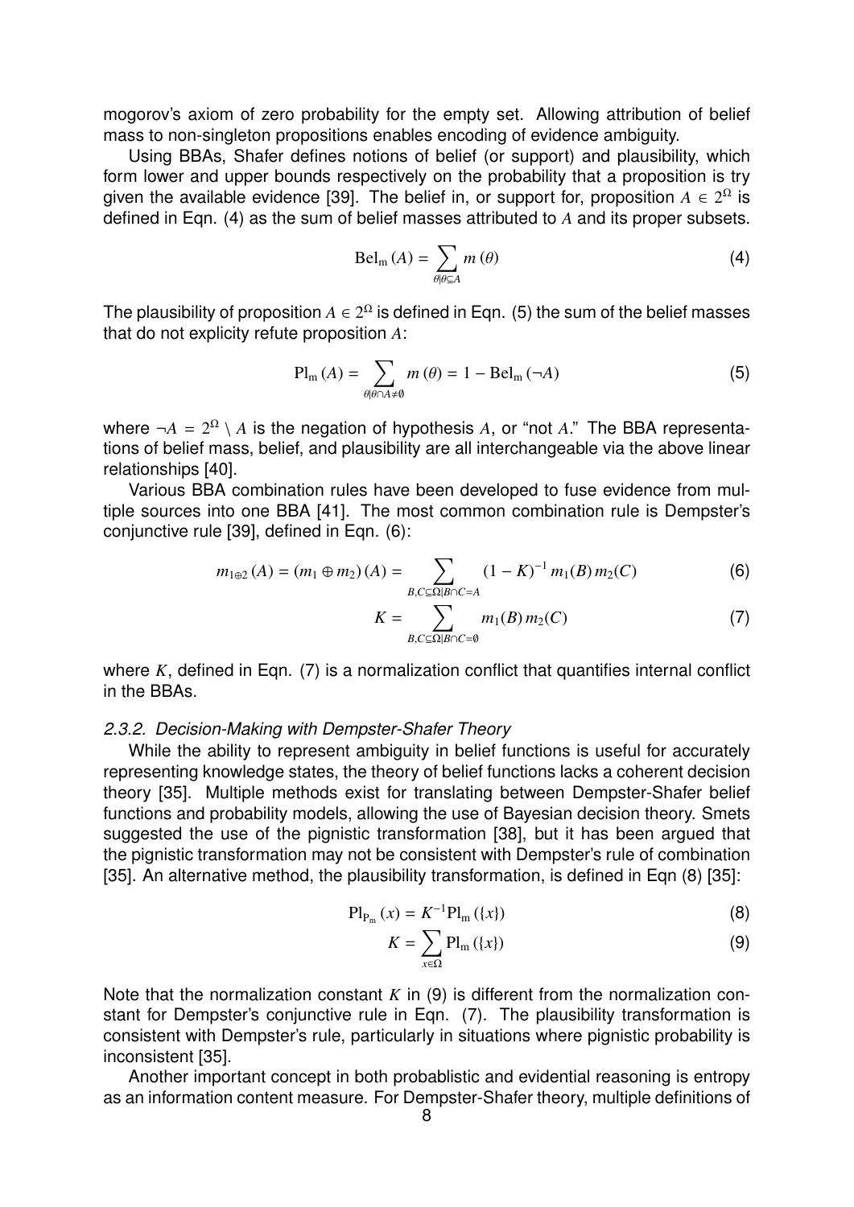mogorov's axiom of zero probability for the empty set. Allowing attribution of belief mass to non-singleton propositions enables encoding of evidence ambiguity.

Using BBAs, Shafer defines notions of belief (or support) and plausibility, which form lower and upper bounds respectively on the probability that a proposition is try given the available evidence [39]. The belief in, or support for, proposition $A \in 2^{\Omega}$ is defined in Eqn. (4) as the sum of belief masses attributed to $A$ and its proper subsets.

$$\mathrm{Bel_m}(A) = \sum_{\theta | \theta \subseteq A} m(\theta) \tag{4}$$

The plausibility of proposition $A \in 2^{\Omega}$ is defined in Eqn. (5) the sum of the belief masses that do not explicity refute proposition $A$:

$$\mathrm{Pl_m}(A) = \sum_{\theta | \theta \cap A \neq \emptyset} m(\theta) = 1 - \mathrm{Bel_m}(\neg A) \tag{5}$$

where $\neg A = 2^{\Omega} \setminus A$ is the negation of hypothesis $A$, or "not $A$." The BBA representations of belief mass, belief, and plausibility are all interchangeable via the above linear relationships [40].

Various BBA combination rules have been developed to fuse evidence from multiple sources into one BBA [41]. The most common combination rule is Dempster's conjunctive rule [39], defined in Eqn. (6):

$$m_{1 \oplus 2}(A) = (m_1 \oplus m_2)(A) = \sum_{B, C \subseteq \Omega | B \cap C = A} (1 - K)^{-1} m_1(B) \, m_2(C) \tag{6}$$

$$K = \sum_{B, C \subseteq \Omega | B \cap C = \emptyset} m_1(B) \, m_2(C) \tag{7}$$

where $K$, defined in Eqn. (7) is a normalization conflict that quantifies internal conflict in the BBAs.

### 2.3.2. Decision-Making with Dempster-Shafer Theory

While the ability to represent ambiguity in belief functions is useful for accurately representing knowledge states, the theory of belief functions lacks a coherent decision theory [35]. Multiple methods exist for translating between Dempster-Shafer belief functions and probability models, allowing the use of Bayesian decision theory. Smets suggested the use of the pignistic transformation [38], but it has been argued that the pignistic transformation may not be consistent with Dempster's rule of combination [35]. An alternative method, the plausibility transformation, is defined in Eqn (8) [35]:

$$\mathrm{Pl_{P_m}}(x) = K^{-1} \mathrm{Pl_m}(\{x\}) \tag{8}$$

$$K = \sum_{x \in \Omega} \mathrm{Pl_m}(\{x\}) \tag{9}$$

Note that the normalization constant $K$ in (9) is different from the normalization constant for Dempster's conjunctive rule in Eqn. (7). The plausibility transformation is consistent with Dempster's rule, particularly in situations where pignistic probability is inconsistent [35].

Another important concept in both probablistic and evidential reasoning is entropy as an information content measure. For Dempster-Shafer theory, multiple definitions of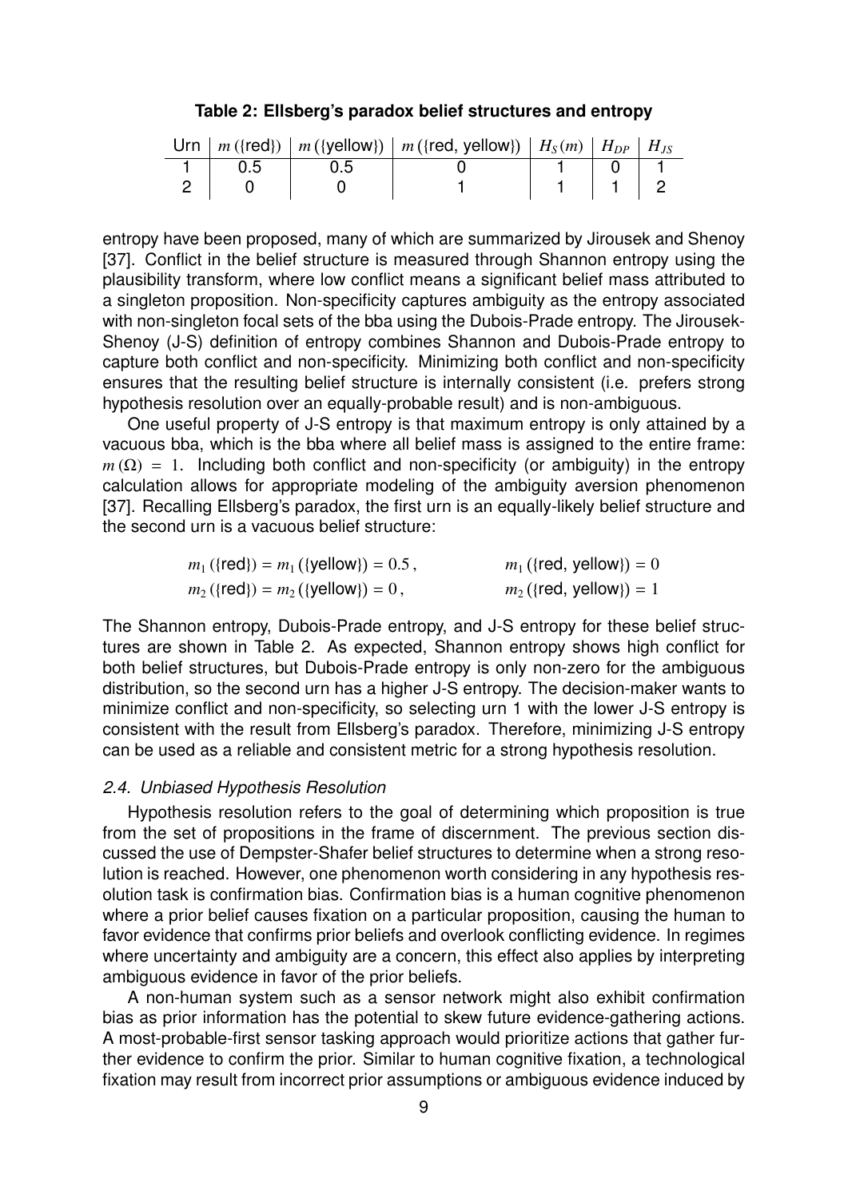**Table 2: Ellsberg's paradox belief structures and entropy**

| Urn | $m$ ({red}) | $m$ ({yellow}) | $m$ ({red, yellow}) | $H_S(m)$ | $H_{DP}$ | $H_{JS}$ |
|---|---|---|---|---|---|---|
| 1 | 0.5 | 0.5 | 0 | 1 | 0 | 1 |
| 2 | 0 | 0 | 1 | 1 | 1 | 2 |

entropy have been proposed, many of which are summarized by Jirousek and Shenoy [37]. Conflict in the belief structure is measured through Shannon entropy using the plausibility transform, where low conflict means a significant belief mass attributed to a singleton proposition. Non-specificity captures ambiguity as the entropy associated with non-singleton focal sets of the bba using the Dubois-Prade entropy. The Jirousek-Shenoy (J-S) definition of entropy combines Shannon and Dubois-Prade entropy to capture both conflict and non-specificity. Minimizing both conflict and non-specificity ensures that the resulting belief structure is internally consistent (i.e. prefers strong hypothesis resolution over an equally-probable result) and is non-ambiguous.

One useful property of J-S entropy is that maximum entropy is only attained by a vacuous bba, which is the bba where all belief mass is assigned to the entire frame: $m(\Omega) = 1$. Including both conflict and non-specificity (or ambiguity) in the entropy calculation allows for appropriate modeling of the ambiguity aversion phenomenon [37]. Recalling Ellsberg's paradox, the first urn is an equally-likely belief structure and the second urn is a vacuous belief structure:

$$m_1(\{\text{red}\}) = m_1(\{\text{yellow}\}) = 0.5\,, \qquad m_1(\{\text{red, yellow}\}) = 0$$
$$m_2(\{\text{red}\}) = m_2(\{\text{yellow}\}) = 0\,, \qquad m_2(\{\text{red, yellow}\}) = 1$$

The Shannon entropy, Dubois-Prade entropy, and J-S entropy for these belief structures are shown in Table 2. As expected, Shannon entropy shows high conflict for both belief structures, but Dubois-Prade entropy is only non-zero for the ambiguous distribution, so the second urn has a higher J-S entropy. The decision-maker wants to minimize conflict and non-specificity, so selecting urn 1 with the lower J-S entropy is consistent with the result from Ellsberg's paradox. Therefore, minimizing J-S entropy can be used as a reliable and consistent metric for a strong hypothesis resolution.

### *2.4. Unbiased Hypothesis Resolution*

Hypothesis resolution refers to the goal of determining which proposition is true from the set of propositions in the frame of discernment. The previous section discussed the use of Dempster-Shafer belief structures to determine when a strong resolution is reached. However, one phenomenon worth considering in any hypothesis resolution task is confirmation bias. Confirmation bias is a human cognitive phenomenon where a prior belief causes fixation on a particular proposition, causing the human to favor evidence that confirms prior beliefs and overlook conflicting evidence. In regimes where uncertainty and ambiguity are a concern, this effect also applies by interpreting ambiguous evidence in favor of the prior beliefs.

A non-human system such as a sensor network might also exhibit confirmation bias as prior information has the potential to skew future evidence-gathering actions. A most-probable-first sensor tasking approach would prioritize actions that gather further evidence to confirm the prior. Similar to human cognitive fixation, a technological fixation may result from incorrect prior assumptions or ambiguous evidence induced by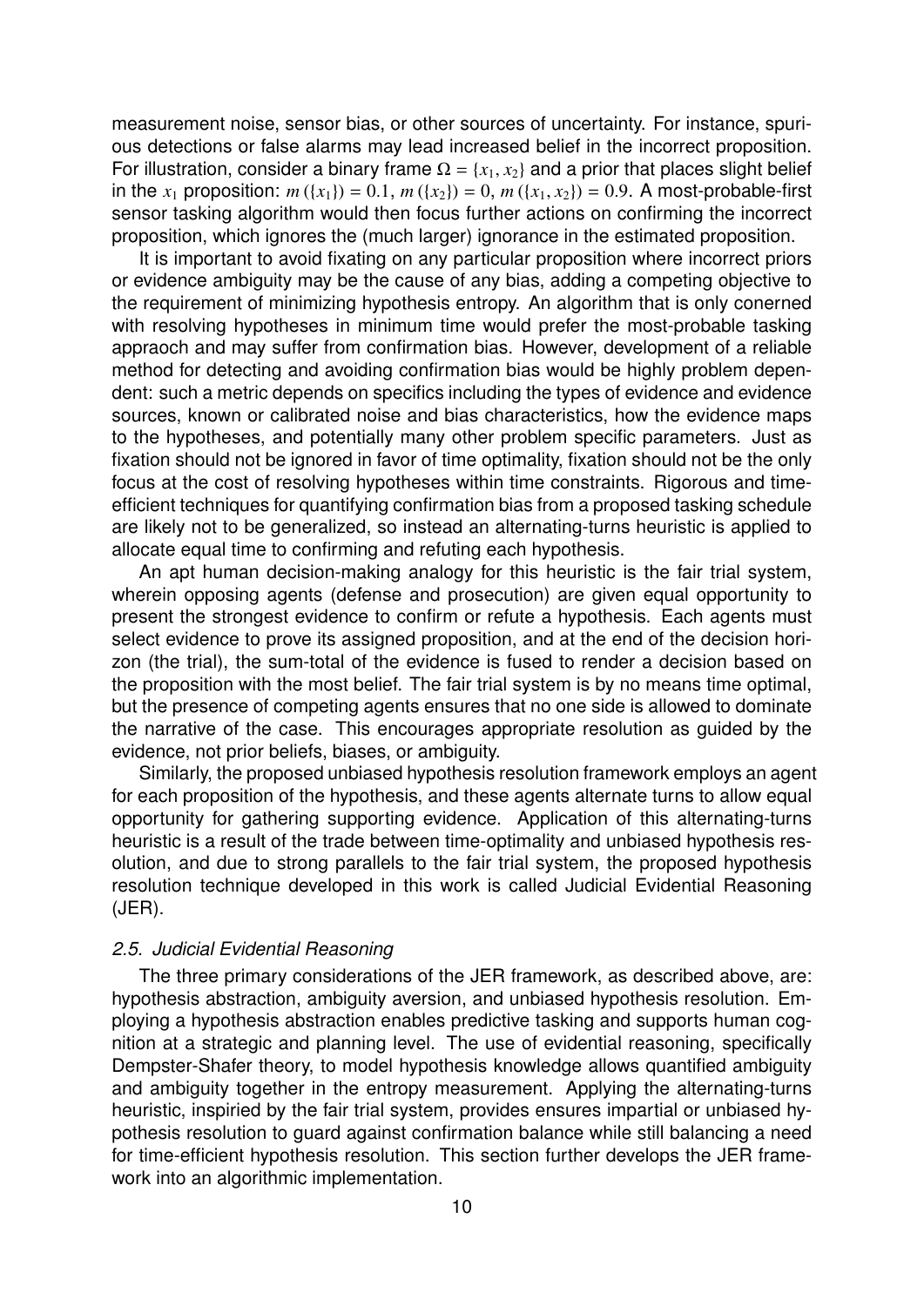measurement noise, sensor bias, or other sources of uncertainty. For instance, spurious detections or false alarms may lead increased belief in the incorrect proposition. For illustration, consider a binary frame $\Omega = \{x_1, x_2\}$ and a prior that places slight belief in the $x_1$ proposition: $m(\{x_1\}) = 0.1$, $m(\{x_2\}) = 0$, $m(\{x_1, x_2\}) = 0.9$. A most-probable-first sensor tasking algorithm would then focus further actions on confirming the incorrect proposition, which ignores the (much larger) ignorance in the estimated proposition.

It is important to avoid fixating on any particular proposition where incorrect priors or evidence ambiguity may be the cause of any bias, adding a competing objective to the requirement of minimizing hypothesis entropy. An algorithm that is only conerned with resolving hypotheses in minimum time would prefer the most-probable tasking appraoch and may suffer from confirmation bias. However, development of a reliable method for detecting and avoiding confirmation bias would be highly problem dependent: such a metric depends on specifics including the types of evidence and evidence sources, known or calibrated noise and bias characteristics, how the evidence maps to the hypotheses, and potentially many other problem specific parameters. Just as fixation should not be ignored in favor of time optimality, fixation should not be the only focus at the cost of resolving hypotheses within time constraints. Rigorous and time-efficient techniques for quantifying confirmation bias from a proposed tasking schedule are likely not to be generalized, so instead an alternating-turns heuristic is applied to allocate equal time to confirming and refuting each hypothesis.

An apt human decision-making analogy for this heuristic is the fair trial system, wherein opposing agents (defense and prosecution) are given equal opportunity to present the strongest evidence to confirm or refute a hypothesis. Each agents must select evidence to prove its assigned proposition, and at the end of the decision horizon (the trial), the sum-total of the evidence is fused to render a decision based on the proposition with the most belief. The fair trial system is by no means time optimal, but the presence of competing agents ensures that no one side is allowed to dominate the narrative of the case. This encourages appropriate resolution as guided by the evidence, not prior beliefs, biases, or ambiguity.

Similarly, the proposed unbiased hypothesis resolution framework employs an agent for each proposition of the hypothesis, and these agents alternate turns to allow equal opportunity for gathering supporting evidence. Application of this alternating-turns heuristic is a result of the trade between time-optimality and unbiased hypothesis resolution, and due to strong parallels to the fair trial system, the proposed hypothesis resolution technique developed in this work is called Judicial Evidential Reasoning (JER).

### *2.5. Judicial Evidential Reasoning*

The three primary considerations of the JER framework, as described above, are: hypothesis abstraction, ambiguity aversion, and unbiased hypothesis resolution. Employing a hypothesis abstraction enables predictive tasking and supports human cognition at a strategic and planning level. The use of evidential reasoning, specifically Dempster-Shafer theory, to model hypothesis knowledge allows quantified ambiguity and ambiguity together in the entropy measurement. Applying the alternating-turns heuristic, inspiried by the fair trial system, provides ensures impartial or unbiased hypothesis resolution to guard against confirmation balance while still balancing a need for time-efficient hypothesis resolution. This section further develops the JER framework into an algorithmic implementation.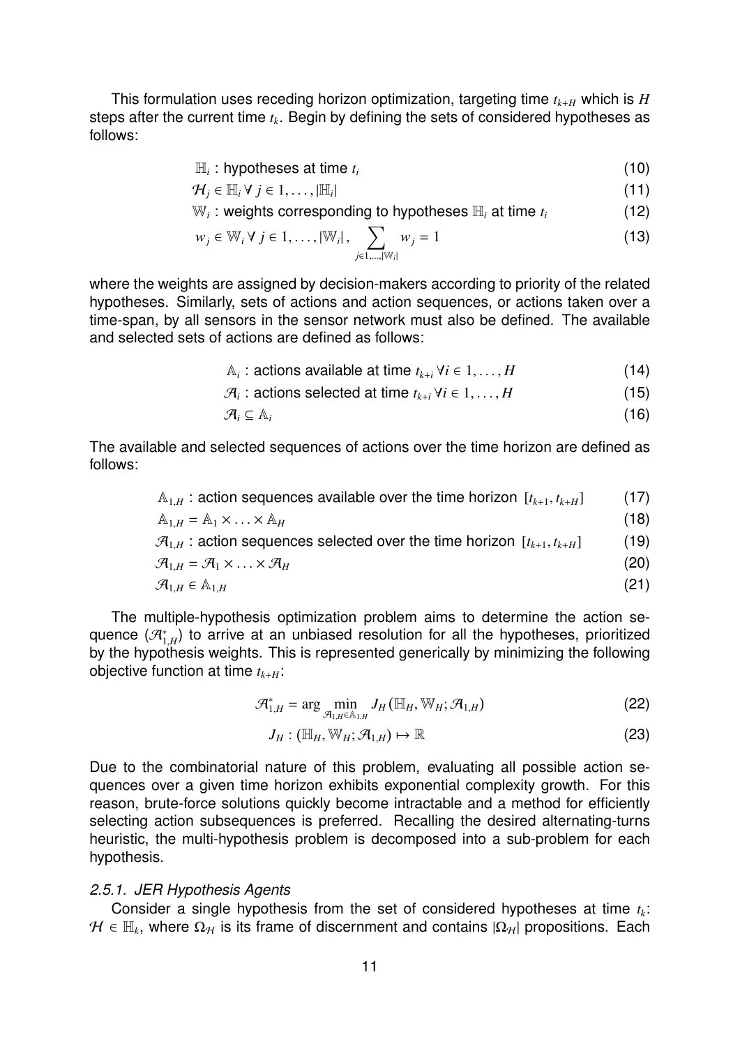This formulation uses receding horizon optimization, targeting time $t_{k+H}$ which is $H$ steps after the current time $t_k$. Begin by defining the sets of considered hypotheses as follows:

$$\mathbb{H}_i : \text{hypotheses at time } t_i \tag{10}$$

$$\mathcal{H}_j \in \mathbb{H}_i \,\forall\, j \in 1, \ldots, |\mathbb{H}_i| \tag{11}$$

$$\mathbb{W}_i : \text{weights corresponding to hypotheses } \mathbb{H}_i \text{ at time } t_i \tag{12}$$

$$w_j \in \mathbb{W}_i \,\forall\, j \in 1, \ldots, |\mathbb{W}_i|, \sum_{j \in 1,\ldots,|\mathbb{W}_i|} w_j = 1 \tag{13}$$

where the weights are assigned by decision-makers according to priority of the related hypotheses. Similarly, sets of actions and action sequences, or actions taken over a time-span, by all sensors in the sensor network must also be defined. The available and selected sets of actions are defined as follows:

$$\mathbb{A}_i : \text{actions available at time } t_{k+i} \,\forall i \in 1, \ldots, H \tag{14}$$

$$\mathcal{A}_i : \text{actions selected at time } t_{k+i} \,\forall i \in 1, \ldots, H \tag{15}$$

$$\mathcal{A}_i \subseteq \mathbb{A}_i \tag{16}$$

The available and selected sequences of actions over the time horizon are defined as follows:

$$\mathbb{A}_{1,H} : \text{action sequences available over the time horizon } [t_{k+1}, t_{k+H}] \tag{17}$$

$$\mathbb{A}_{1,H} = \mathbb{A}_1 \times \ldots \times \mathbb{A}_H \tag{18}$$

$$\mathcal{A}_{1,H} : \text{action sequences selected over the time horizon } [t_{k+1}, t_{k+H}] \tag{19}$$

$$\mathcal{A}_{1,H} = \mathcal{A}_1 \times \ldots \times \mathcal{A}_H \tag{20}$$

$$\mathcal{A}_{1,H} \in \mathbb{A}_{1,H} \tag{21}$$

The multiple-hypothesis optimization problem aims to determine the action sequence ($\mathcal{A}^*_{1,H}$) to arrive at an unbiased resolution for all the hypotheses, prioritized by the hypothesis weights. This is represented generically by minimizing the following objective function at time $t_{k+H}$:

$$\mathcal{A}^*_{1,H} = \arg \min_{\mathcal{A}_{1,H} \in \mathbb{A}_{1,H}} J_H \left(\mathbb{H}_H, \mathbb{W}_H; \mathcal{A}_{1,H}\right) \tag{22}$$

$$J_H : \left(\mathbb{H}_H, \mathbb{W}_H; \mathcal{A}_{1,H}\right) \mapsto \mathbb{R} \tag{23}$$

Due to the combinatorial nature of this problem, evaluating all possible action sequences over a given time horizon exhibits exponential complexity growth. For this reason, brute-force solutions quickly become intractable and a method for efficiently selecting action subsequences is preferred. Recalling the desired alternating-turns heuristic, the multi-hypothesis problem is decomposed into a sub-problem for each hypothesis.

#### *2.5.1. JER Hypothesis Agents*

Consider a single hypothesis from the set of considered hypotheses at time $t_k$: $\mathcal{H} \in \mathbb{H}_k$, where $\Omega_{\mathcal{H}}$ is its frame of discernment and contains $|\Omega_{\mathcal{H}}|$ propositions. Each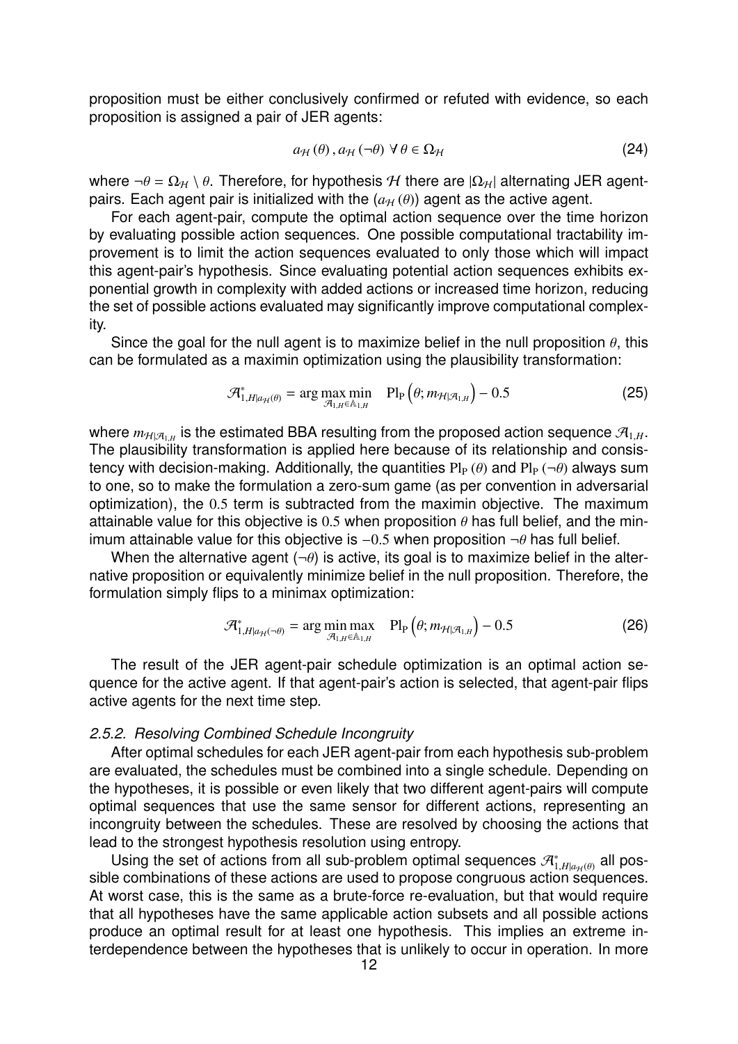proposition must be either conclusively confirmed or refuted with evidence, so each proposition is assigned a pair of JER agents:

$$a_{\mathcal{H}}(\theta), a_{\mathcal{H}}(\neg\theta) \;\forall\, \theta \in \Omega_{\mathcal{H}} \tag{24}$$

where $\neg\theta = \Omega_{\mathcal{H}} \setminus \theta$. Therefore, for hypothesis $\mathcal{H}$ there are $|\Omega_{\mathcal{H}}|$ alternating JER agent-pairs. Each agent pair is initialized with the $(a_{\mathcal{H}}(\theta))$ agent as the active agent.

For each agent-pair, compute the optimal action sequence over the time horizon by evaluating possible action sequences. One possible computational tractability improvement is to limit the action sequences evaluated to only those which will impact this agent-pair's hypothesis. Since evaluating potential action sequences exhibits exponential growth in complexity with added actions or increased time horizon, reducing the set of possible actions evaluated may significantly improve computational complexity.

Since the goal for the null agent is to maximize belief in the null proposition $\theta$, this can be formulated as a maximin optimization using the plausibility transformation:

$$\mathcal{A}^*_{1,H|a_{\mathcal{H}}(\theta)} = \arg\max_{\mathcal{A}_{1,H}\in\mathbb{A}_{1,H}}\min \quad \mathrm{Pl_P}\left(\theta; m_{\mathcal{H}|\mathcal{A}_{1,H}}\right) - 0.5 \tag{25}$$

where $m_{\mathcal{H}|\mathcal{A}_{1,H}}$ is the estimated BBA resulting from the proposed action sequence $\mathcal{A}_{1,H}$. The plausibility transformation is applied here because of its relationship and consistency with decision-making. Additionally, the quantities $\mathrm{Pl_P}(\theta)$ and $\mathrm{Pl_P}(\neg\theta)$ always sum to one, so to make the formulation a zero-sum game (as per convention in adversarial optimization), the $0.5$ term is subtracted from the maximin objective. The maximum attainable value for this objective is $0.5$ when proposition $\theta$ has full belief, and the minimum attainable value for this objective is $-0.5$ when proposition $\neg\theta$ has full belief.

When the alternative agent $(\neg\theta)$ is active, its goal is to maximize belief in the alternative proposition or equivalently minimize belief in the null proposition. Therefore, the formulation simply flips to a minimax optimization:

$$\mathcal{A}^*_{1,H|a_{\mathcal{H}}(\neg\theta)} = \arg\min_{\mathcal{A}_{1,H}\in\mathbb{A}_{1,H}}\max \quad \mathrm{Pl_P}\left(\theta; m_{\mathcal{H}|\mathcal{A}_{1,H}}\right) - 0.5 \tag{26}$$

The result of the JER agent-pair schedule optimization is an optimal action sequence for the active agent. If that agent-pair's action is selected, that agent-pair flips active agents for the next time step.

### *2.5.2. Resolving Combined Schedule Incongruity*

After optimal schedules for each JER agent-pair from each hypothesis sub-problem are evaluated, the schedules must be combined into a single schedule. Depending on the hypotheses, it is possible or even likely that two different agent-pairs will compute optimal sequences that use the same sensor for different actions, representing an incongruity between the schedules. These are resolved by choosing the actions that lead to the strongest hypothesis resolution using entropy.

Using the set of actions from all sub-problem optimal sequences $\mathcal{A}^*_{1,H|a_{\mathcal{H}}(\theta)}$ all possible combinations of these actions are used to propose congruous action sequences. At worst case, this is the same as a brute-force re-evaluation, but that would require that all hypotheses have the same applicable action subsets and all possible actions produce an optimal result for at least one hypothesis. This implies an extreme interdependence between the hypotheses that is unlikely to occur in operation. In more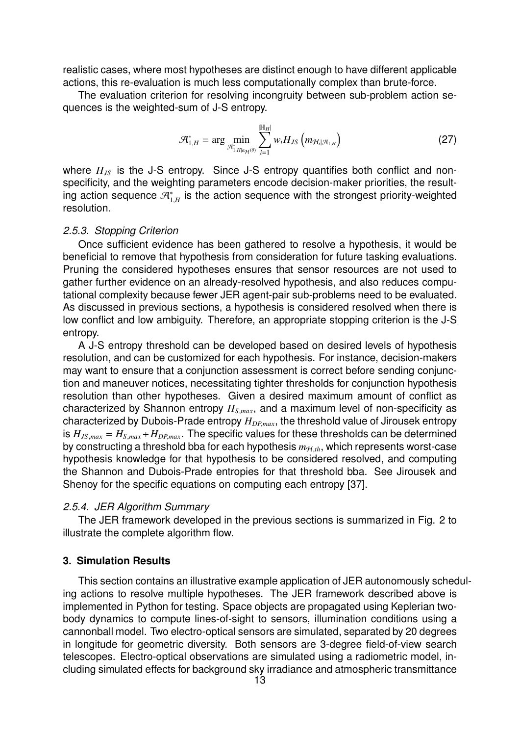realistic cases, where most hypotheses are distinct enough to have different applicable actions, this re-evaluation is much less computationally complex than brute-force.

The evaluation criterion for resolving incongruity between sub-problem action sequences is the weighted-sum of J-S entropy.

$$\mathcal{A}^*_{1,H} = \arg\min_{\mathcal{A}^*_{1,H|a_{\mathcal{H}^{(\theta)}}}} \sum_{i=1}^{|\mathbb{H}_H|} w_i H_{JS}\left(m_{\mathcal{H}_i|\mathcal{A}_{1,H}}\right) \tag{27}$$

where $H_{JS}$ is the J-S entropy. Since J-S entropy quantifies both conflict and non-specificity, and the weighting parameters encode decision-maker priorities, the resulting action sequence $\mathcal{A}^*_{1,H}$ is the action sequence with the strongest priority-weighted resolution.

### *2.5.3. Stopping Criterion*

Once sufficient evidence has been gathered to resolve a hypothesis, it would be beneficial to remove that hypothesis from consideration for future tasking evaluations. Pruning the considered hypotheses ensures that sensor resources are not used to gather further evidence on an already-resolved hypothesis, and also reduces computational complexity because fewer JER agent-pair sub-problems need to be evaluated. As discussed in previous sections, a hypothesis is considered resolved when there is low conflict and low ambiguity. Therefore, an appropriate stopping criterion is the J-S entropy.

A J-S entropy threshold can be developed based on desired levels of hypothesis resolution, and can be customized for each hypothesis. For instance, decision-makers may want to ensure that a conjunction assessment is correct before sending conjunction and maneuver notices, necessitating tighter thresholds for conjunction hypothesis resolution than other hypotheses. Given a desired maximum amount of conflict as characterized by Shannon entropy $H_{S,max}$, and a maximum level of non-specificity as characterized by Dubois-Prade entropy $H_{DP,max}$, the threshold value of Jirousek entropy is $H_{JS,max} = H_{S,max} + H_{DP,max}$. The specific values for these thresholds can be determined by constructing a threshold bba for each hypothesis $m_{\mathcal{H},th}$, which represents worst-case hypothesis knowledge for that hypothesis to be considered resolved, and computing the Shannon and Dubois-Prade entropies for that threshold bba. See Jirousek and Shenoy for the specific equations on computing each entropy [37].

### *2.5.4. JER Algorithm Summary*

The JER framework developed in the previous sections is summarized in Fig. 2 to illustrate the complete algorithm flow.

## 3. Simulation Results

This section contains an illustrative example application of JER autonomously scheduling actions to resolve multiple hypotheses. The JER framework described above is implemented in Python for testing. Space objects are propagated using Keplerian two-body dynamics to compute lines-of-sight to sensors, illumination conditions using a cannonball model. Two electro-optical sensors are simulated, separated by 20 degrees in longitude for geometric diversity. Both sensors are 3-degree field-of-view search telescopes. Electro-optical observations are simulated using a radiometric model, including simulated effects for background sky irradiance and atmospheric transmittance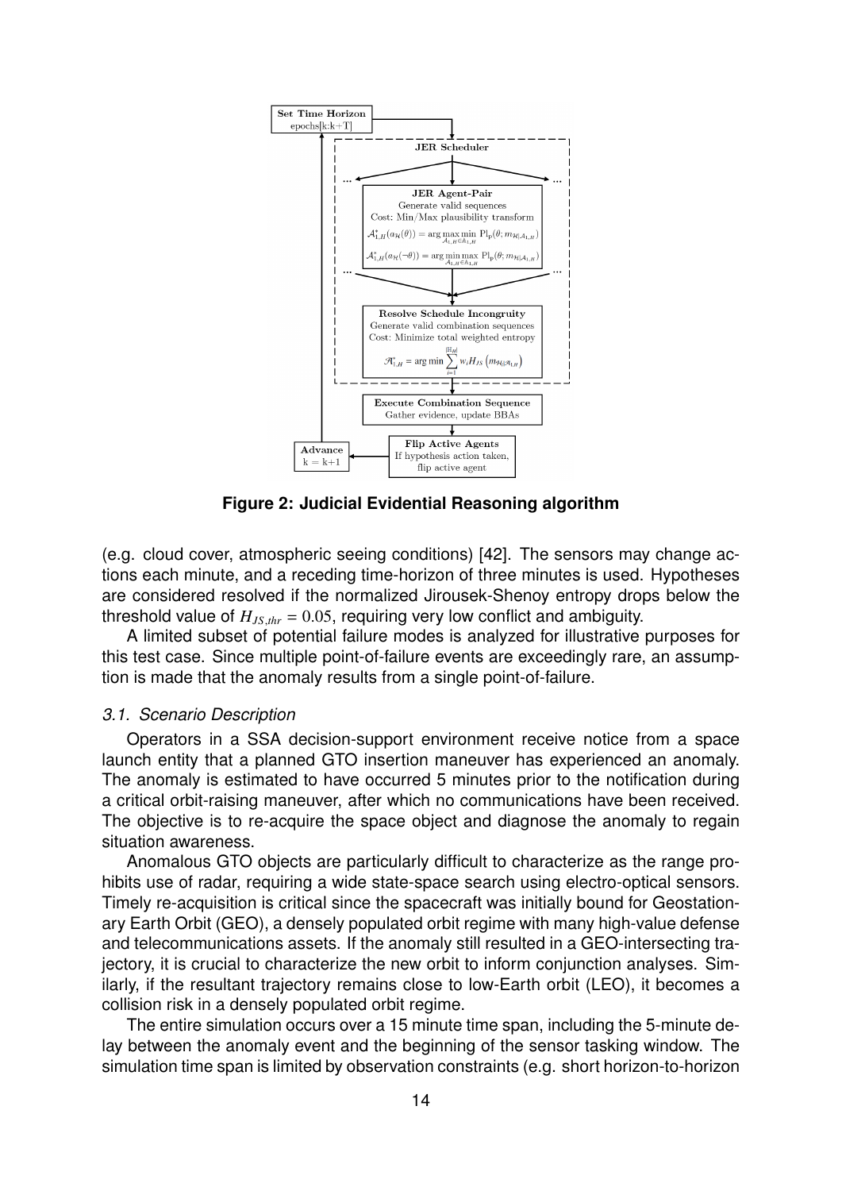**Figure 2: Judicial Evidential Reasoning algorithm**

(e.g. cloud cover, atmospheric seeing conditions) [42]. The sensors may change actions each minute, and a receding time-horizon of three minutes is used. Hypotheses are considered resolved if the normalized Jirousek-Shenoy entropy drops below the threshold value of $H_{JS,thr} = 0.05$, requiring very low conflict and ambiguity.

A limited subset of potential failure modes is analyzed for illustrative purposes for this test case. Since multiple point-of-failure events are exceedingly rare, an assumption is made that the anomaly results from a single point-of-failure.

### *3.1. Scenario Description*

Operators in a SSA decision-support environment receive notice from a space launch entity that a planned GTO insertion maneuver has experienced an anomaly. The anomaly is estimated to have occurred 5 minutes prior to the notification during a critical orbit-raising maneuver, after which no communications have been received. The objective is to re-acquire the space object and diagnose the anomaly to regain situation awareness.

Anomalous GTO objects are particularly difficult to characterize as the range prohibits use of radar, requiring a wide state-space search using electro-optical sensors. Timely re-acquisition is critical since the spacecraft was initially bound for Geostationary Earth Orbit (GEO), a densely populated orbit regime with many high-value defense and telecommunications assets. If the anomaly still resulted in a GEO-intersecting trajectory, it is crucial to characterize the new orbit to inform conjunction analyses. Similarly, if the resultant trajectory remains close to low-Earth orbit (LEO), it becomes a collision risk in a densely populated orbit regime.

The entire simulation occurs over a 15 minute time span, including the 5-minute delay between the anomaly event and the beginning of the sensor tasking window. The simulation time span is limited by observation constraints (e.g. short horizon-to-horizon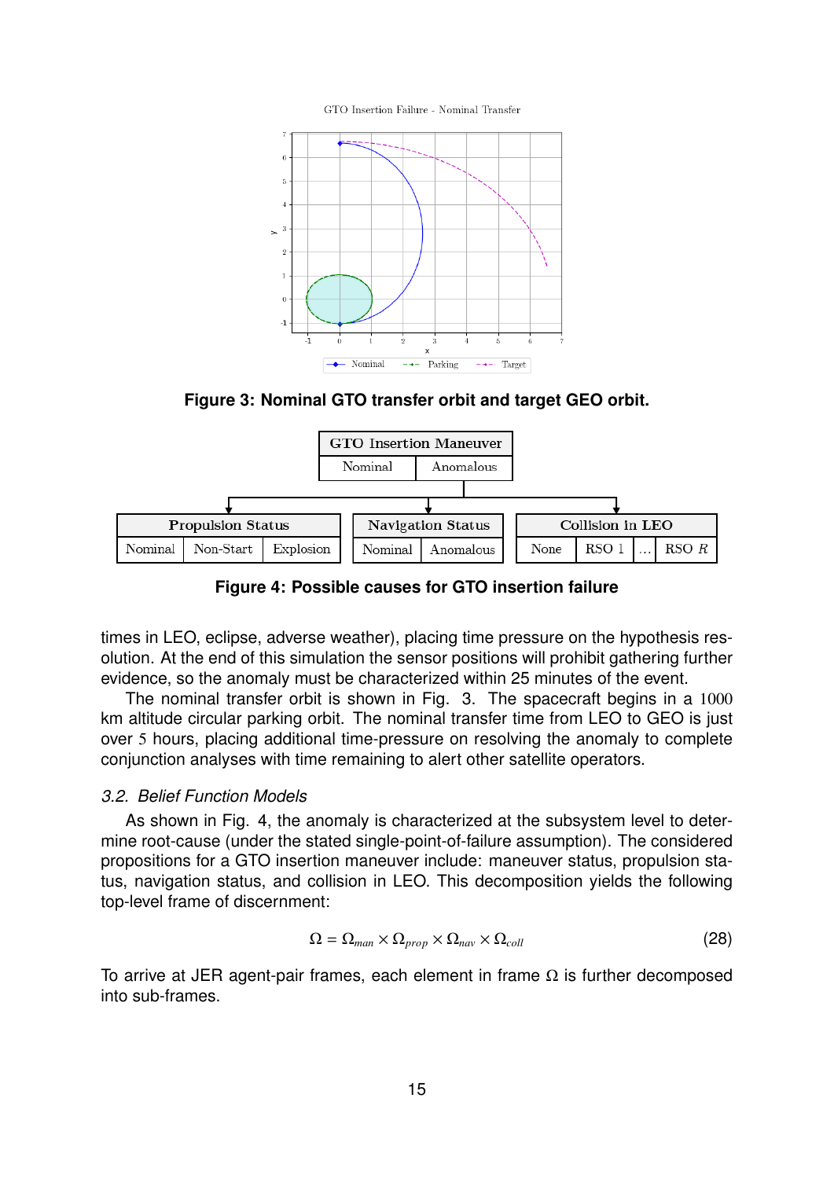Figure 3: Nominal GTO transfer orbit and target GEO orbit.

Figure 4: Possible causes for GTO insertion failure

times in LEO, eclipse, adverse weather), placing time pressure on the hypothesis resolution. At the end of this simulation the sensor positions will prohibit gathering further evidence, so the anomaly must be characterized within 25 minutes of the event.

The nominal transfer orbit is shown in Fig. 3. The spacecraft begins in a $1000$ km altitude circular parking orbit. The nominal transfer time from LEO to GEO is just over $5$ hours, placing additional time-pressure on resolving the anomaly to complete conjunction analyses with time remaining to alert other satellite operators.

### *3.2. Belief Function Models*

As shown in Fig. 4, the anomaly is characterized at the subsystem level to determine root-cause (under the stated single-point-of-failure assumption). The considered propositions for a GTO insertion maneuver include: maneuver status, propulsion status, navigation status, and collision in LEO. This decomposition yields the following top-level frame of discernment:

$$\Omega = \Omega_{man} \times \Omega_{prop} \times \Omega_{nav} \times \Omega_{coll} \tag{28}$$

To arrive at JER agent-pair frames, each element in frame $\Omega$ is further decomposed into sub-frames.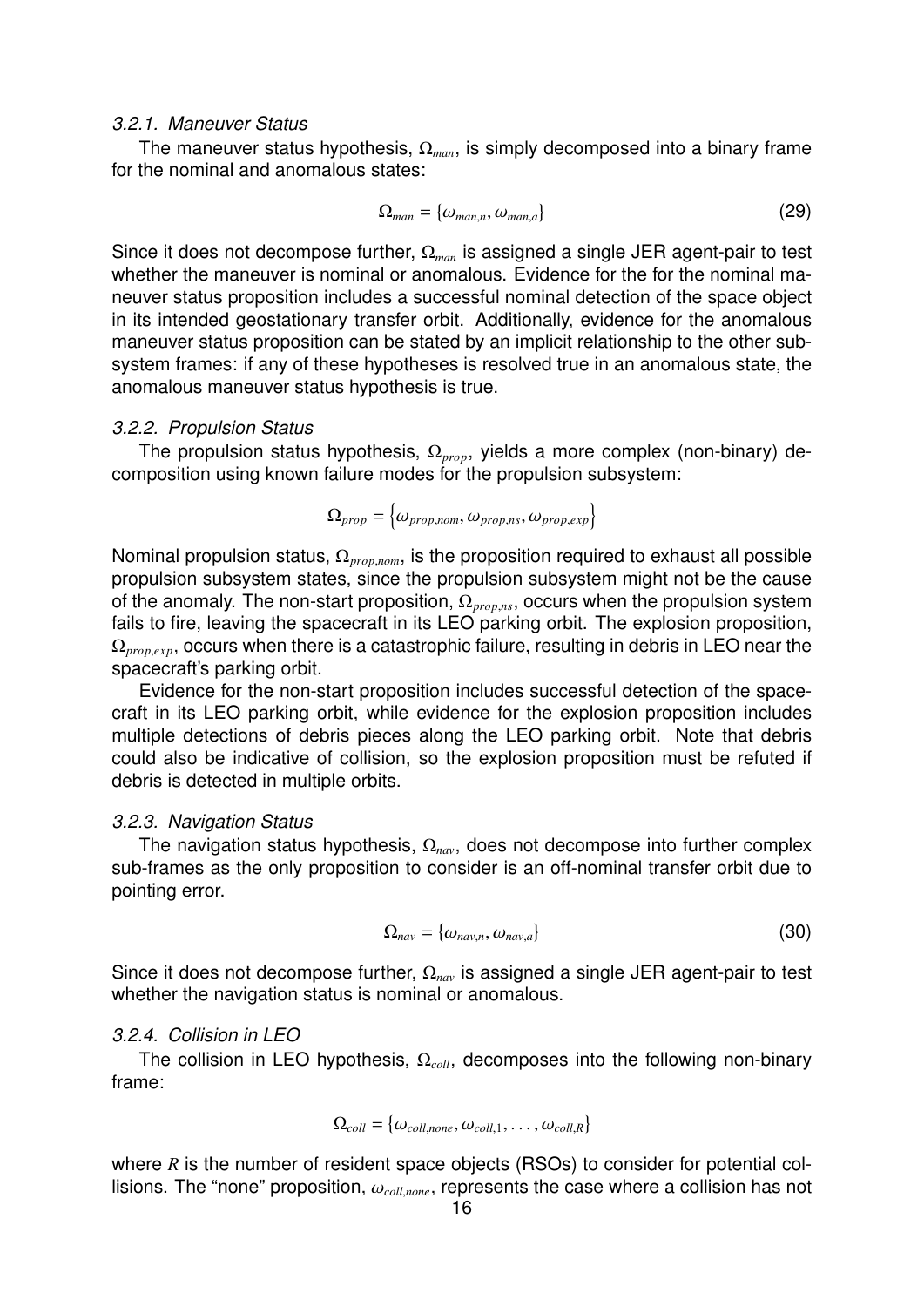#### 3.2.1. Maneuver Status

The maneuver status hypothesis, $\Omega_{man}$, is simply decomposed into a binary frame for the nominal and anomalous states:

$$\Omega_{man} = \{\omega_{man,n}, \omega_{man,a}\} \tag{29}$$

Since it does not decompose further, $\Omega_{man}$ is assigned a single JER agent-pair to test whether the maneuver is nominal or anomalous. Evidence for the for the nominal maneuver status proposition includes a successful nominal detection of the space object in its intended geostationary transfer orbit. Additionally, evidence for the anomalous maneuver status proposition can be stated by an implicit relationship to the other subsystem frames: if any of these hypotheses is resolved true in an anomalous state, the anomalous maneuver status hypothesis is true.

#### 3.2.2. Propulsion Status

The propulsion status hypothesis, $\Omega_{prop}$, yields a more complex (non-binary) decomposition using known failure modes for the propulsion subsystem:

$$\Omega_{prop} = \left\{\omega_{prop,nom}, \omega_{prop,ns}, \omega_{prop,exp}\right\}$$

Nominal propulsion status, $\Omega_{prop,nom}$, is the proposition required to exhaust all possible propulsion subsystem states, since the propulsion subsystem might not be the cause of the anomaly. The non-start proposition, $\Omega_{prop,ns}$, occurs when the propulsion system fails to fire, leaving the spacecraft in its LEO parking orbit. The explosion proposition, $\Omega_{prop,exp}$, occurs when there is a catastrophic failure, resulting in debris in LEO near the spacecraft's parking orbit.

Evidence for the non-start proposition includes successful detection of the spacecraft in its LEO parking orbit, while evidence for the explosion proposition includes multiple detections of debris pieces along the LEO parking orbit. Note that debris could also be indicative of collision, so the explosion proposition must be refuted if debris is detected in multiple orbits.

#### 3.2.3. Navigation Status

The navigation status hypothesis, $\Omega_{nav}$, does not decompose into further complex sub-frames as the only proposition to consider is an off-nominal transfer orbit due to pointing error.

$$\Omega_{nav} = \{\omega_{nav,n}, \omega_{nav,a}\} \tag{30}$$

Since it does not decompose further, $\Omega_{nav}$ is assigned a single JER agent-pair to test whether the navigation status is nominal or anomalous.

#### 3.2.4. Collision in LEO

The collision in LEO hypothesis, $\Omega_{coll}$, decomposes into the following non-binary frame:

$$\Omega_{coll} = \{\omega_{coll,none}, \omega_{coll,1}, \ldots, \omega_{coll,R}\}$$

where $R$ is the number of resident space objects (RSOs) to consider for potential collisions. The "none" proposition, $\omega_{coll,none}$, represents the case where a collision has not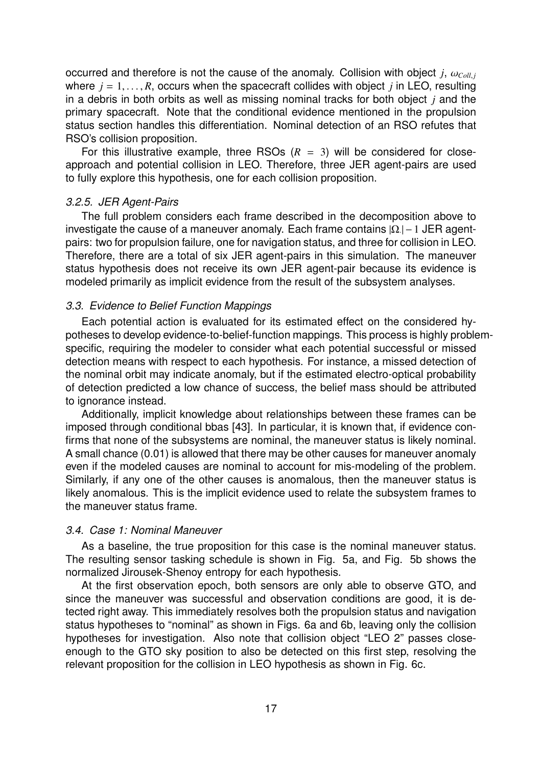occurred and therefore is not the cause of the anomaly. Collision with object $j$, $\omega_{Coll,j}$ where $j = 1, \ldots, R$, occurs when the spacecraft collides with object $j$ in LEO, resulting in a debris in both orbits as well as missing nominal tracks for both object $j$ and the primary spacecraft. Note that the conditional evidence mentioned in the propulsion status section handles this differentiation. Nominal detection of an RSO refutes that RSO's collision proposition.

For this illustrative example, three RSOs ($R = 3$) will be considered for close-approach and potential collision in LEO. Therefore, three JER agent-pairs are used to fully explore this hypothesis, one for each collision proposition.

### *3.2.5. JER Agent-Pairs*

The full problem considers each frame described in the decomposition above to investigate the cause of a maneuver anomaly. Each frame contains $|\Omega_{\cdot}| - 1$ JER agent-pairs: two for propulsion failure, one for navigation status, and three for collision in LEO. Therefore, there are a total of six JER agent-pairs in this simulation. The maneuver status hypothesis does not receive its own JER agent-pair because its evidence is modeled primarily as implicit evidence from the result of the subsystem analyses.

## *3.3. Evidence to Belief Function Mappings*

Each potential action is evaluated for its estimated effect on the considered hypotheses to develop evidence-to-belief-function mappings. This process is highly problem-specific, requiring the modeler to consider what each potential successful or missed detection means with respect to each hypothesis. For instance, a missed detection of the nominal orbit may indicate anomaly, but if the estimated electro-optical probability of detection predicted a low chance of success, the belief mass should be attributed to ignorance instead.

Additionally, implicit knowledge about relationships between these frames can be imposed through conditional bbas [43]. In particular, it is known that, if evidence confirms that none of the subsystems are nominal, the maneuver status is likely nominal. A small chance (0.01) is allowed that there may be other causes for maneuver anomaly even if the modeled causes are nominal to account for mis-modeling of the problem. Similarly, if any one of the other causes is anomalous, then the maneuver status is likely anomalous. This is the implicit evidence used to relate the subsystem frames to the maneuver status frame.

## *3.4. Case 1: Nominal Maneuver*

As a baseline, the true proposition for this case is the nominal maneuver status. The resulting sensor tasking schedule is shown in Fig. 5a, and Fig. 5b shows the normalized Jirousek-Shenoy entropy for each hypothesis.

At the first observation epoch, both sensors are only able to observe GTO, and since the maneuver was successful and observation conditions are good, it is detected right away. This immediately resolves both the propulsion status and navigation status hypotheses to "nominal" as shown in Figs. 6a and 6b, leaving only the collision hypotheses for investigation. Also note that collision object "LEO 2" passes close-enough to the GTO sky position to also be detected on this first step, resolving the relevant proposition for the collision in LEO hypothesis as shown in Fig. 6c.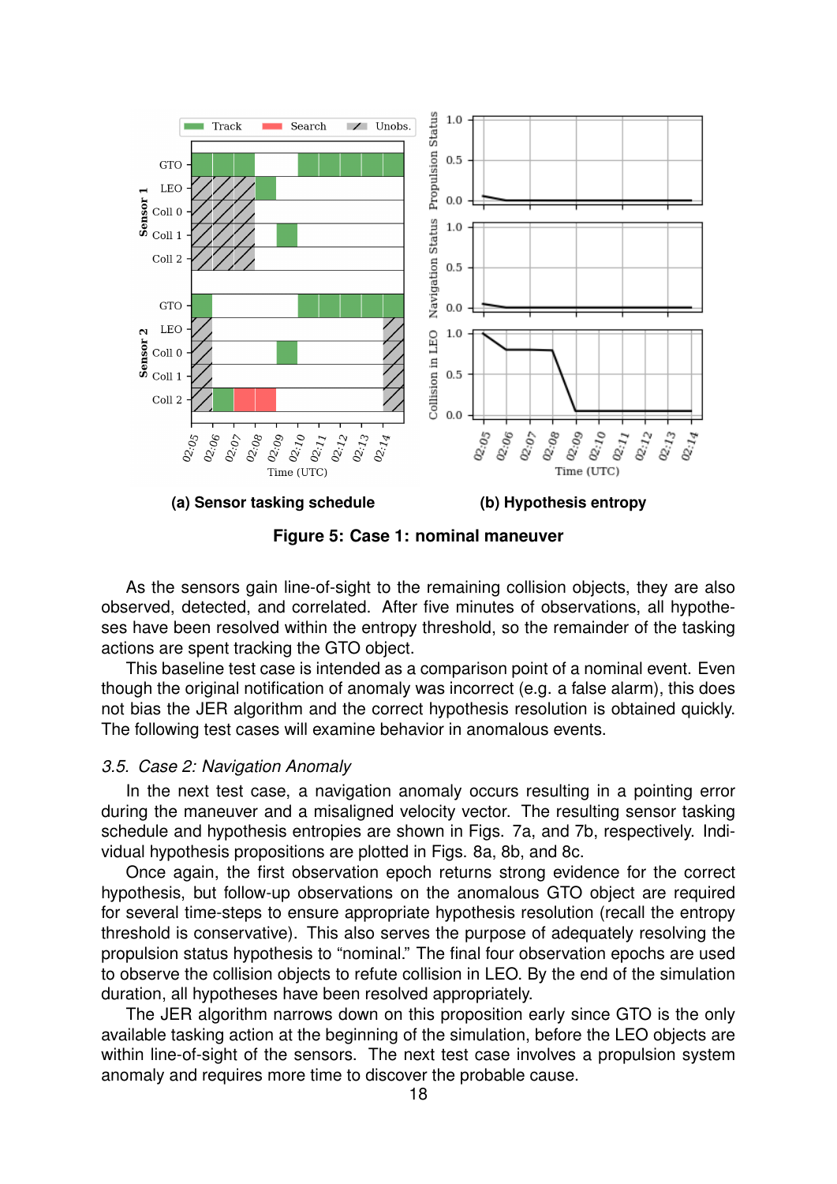**(a) Sensor tasking schedule**

**(b) Hypothesis entropy**

**Figure 5: Case 1: nominal maneuver**

As the sensors gain line-of-sight to the remaining collision objects, they are also observed, detected, and correlated. After five minutes of observations, all hypotheses have been resolved within the entropy threshold, so the remainder of the tasking actions are spent tracking the GTO object.

This baseline test case is intended as a comparison point of a nominal event. Even though the original notification of anomaly was incorrect (e.g. a false alarm), this does not bias the JER algorithm and the correct hypothesis resolution is obtained quickly. The following test cases will examine behavior in anomalous events.

### *3.5. Case 2: Navigation Anomaly*

In the next test case, a navigation anomaly occurs resulting in a pointing error during the maneuver and a misaligned velocity vector. The resulting sensor tasking schedule and hypothesis entropies are shown in Figs. 7a, and 7b, respectively. Individual hypothesis propositions are plotted in Figs. 8a, 8b, and 8c.

Once again, the first observation epoch returns strong evidence for the correct hypothesis, but follow-up observations on the anomalous GTO object are required for several time-steps to ensure appropriate hypothesis resolution (recall the entropy threshold is conservative). This also serves the purpose of adequately resolving the propulsion status hypothesis to "nominal." The final four observation epochs are used to observe the collision objects to refute collision in LEO. By the end of the simulation duration, all hypotheses have been resolved appropriately.

The JER algorithm narrows down on this proposition early since GTO is the only available tasking action at the beginning of the simulation, before the LEO objects are within line-of-sight of the sensors. The next test case involves a propulsion system anomaly and requires more time to discover the probable cause.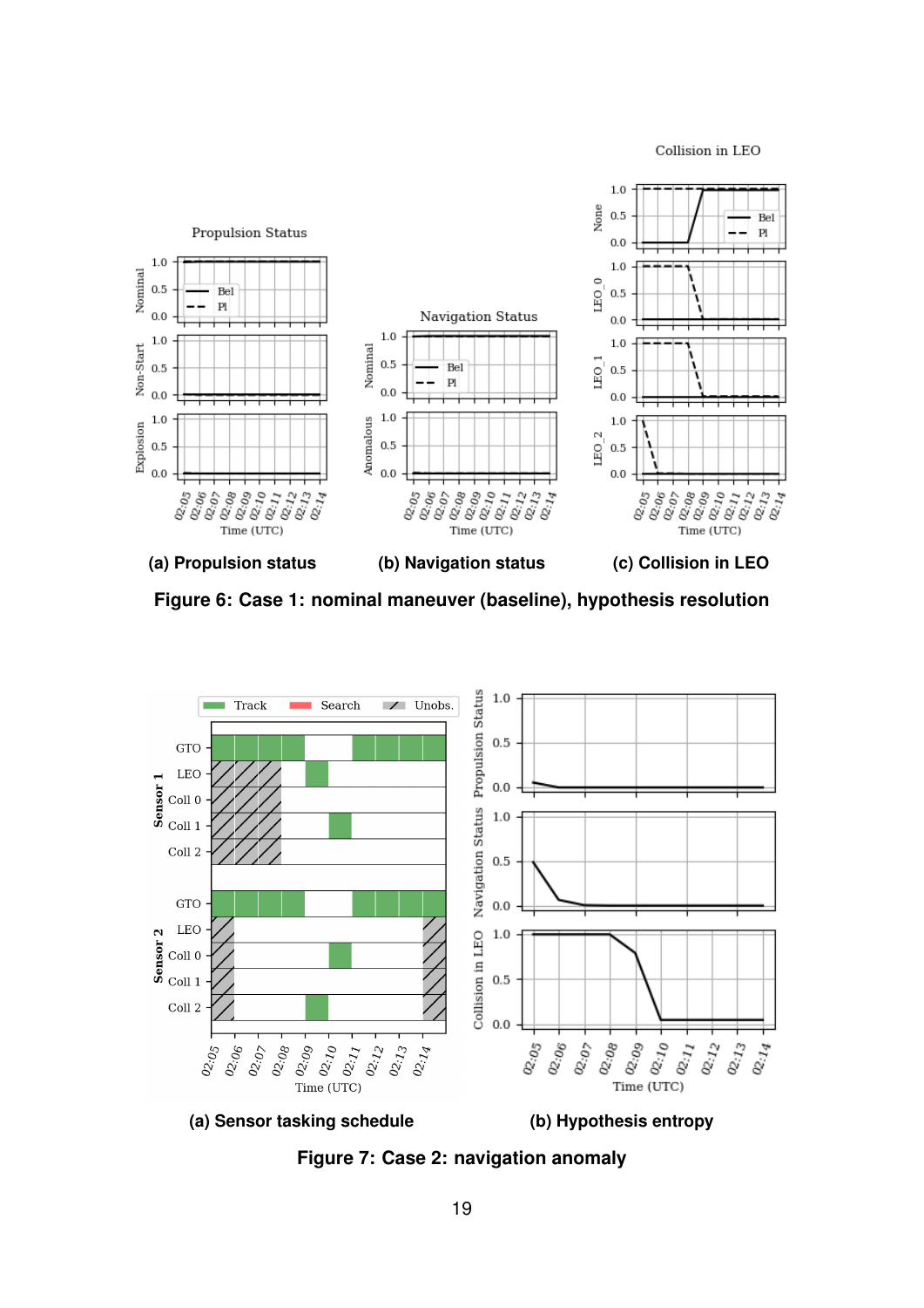(a) Propulsion status (b) Navigation status (c) Collision in LEO

Figure 6: Case 1: nominal maneuver (baseline), hypothesis resolution

(a) Sensor tasking schedule (b) Hypothesis entropy

Figure 7: Case 2: navigation anomaly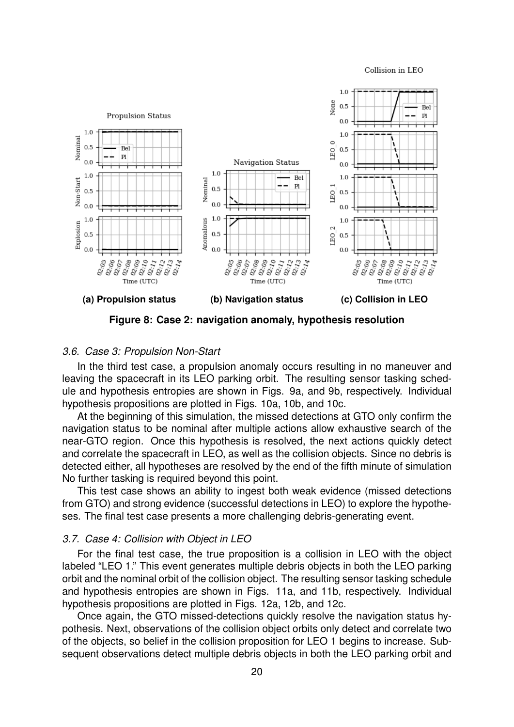**(a) Propulsion status** **(b) Navigation status** **(c) Collision in LEO**

**Figure 8: Case 2: navigation anomaly, hypothesis resolution**

### *3.6. Case 3: Propulsion Non-Start*

In the third test case, a propulsion anomaly occurs resulting in no maneuver and leaving the spacecraft in its LEO parking orbit. The resulting sensor tasking schedule and hypothesis entropies are shown in Figs. 9a, and 9b, respectively. Individual hypothesis propositions are plotted in Figs. 10a, 10b, and 10c.

At the beginning of this simulation, the missed detections at GTO only confirm the navigation status to be nominal after multiple actions allow exhaustive search of the near-GTO region. Once this hypothesis is resolved, the next actions quickly detect and correlate the spacecraft in LEO, as well as the collision objects. Since no debris is detected either, all hypotheses are resolved by the end of the fifth minute of simulation No further tasking is required beyond this point.

This test case shows an ability to ingest both weak evidence (missed detections from GTO) and strong evidence (successful detections in LEO) to explore the hypotheses. The final test case presents a more challenging debris-generating event.

### *3.7. Case 4: Collision with Object in LEO*

For the final test case, the true proposition is a collision in LEO with the object labeled "LEO 1." This event generates multiple debris objects in both the LEO parking orbit and the nominal orbit of the collision object. The resulting sensor tasking schedule and hypothesis entropies are shown in Figs. 11a, and 11b, respectively. Individual hypothesis propositions are plotted in Figs. 12a, 12b, and 12c.

Once again, the GTO missed-detections quickly resolve the navigation status hypothesis. Next, observations of the collision object orbits only detect and correlate two of the objects, so belief in the collision proposition for LEO 1 begins to increase. Subsequent observations detect multiple debris objects in both the LEO parking orbit and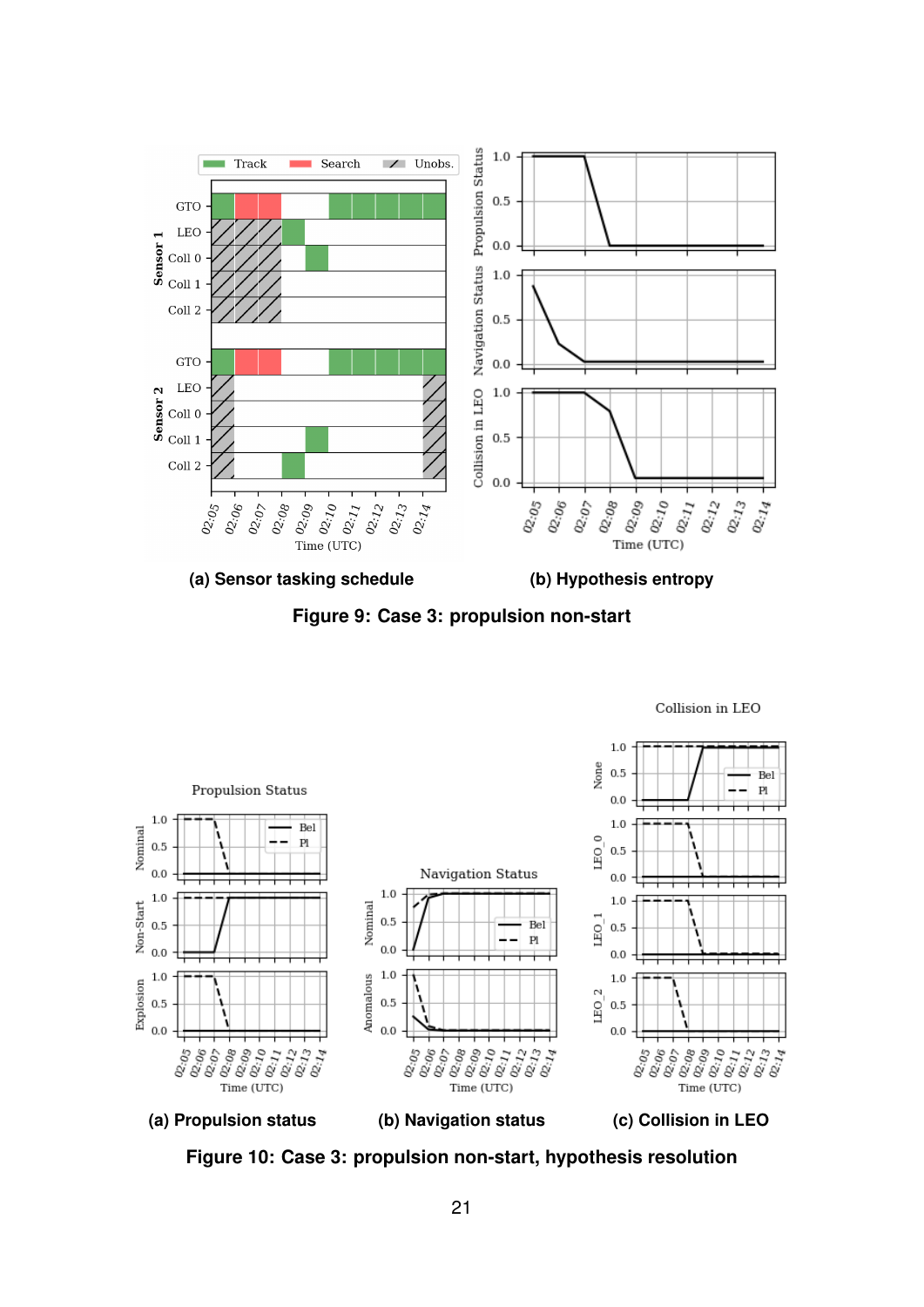(a) Sensor tasking schedule

(b) Hypothesis entropy

Figure 9: Case 3: propulsion non-start

(a) Propulsion status

(b) Navigation status

(c) Collision in LEO

Figure 10: Case 3: propulsion non-start, hypothesis resolution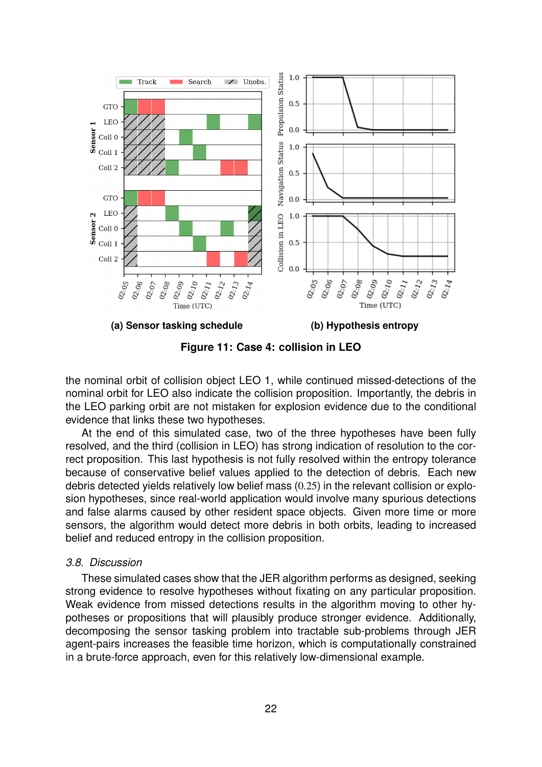(a) Sensor tasking schedule

(b) Hypothesis entropy

**Figure 11: Case 4: collision in LEO**

the nominal orbit of collision object LEO 1, while continued missed-detections of the nominal orbit for LEO also indicate the collision proposition. Importantly, the debris in the LEO parking orbit are not mistaken for explosion evidence due to the conditional evidence that links these two hypotheses.

At the end of this simulated case, two of the three hypotheses have been fully resolved, and the third (collision in LEO) has strong indication of resolution to the correct proposition. This last hypothesis is not fully resolved within the entropy tolerance because of conservative belief values applied to the detection of debris. Each new debris detected yields relatively low belief mass ($0.25$) in the relevant collision or explosion hypotheses, since real-world application would involve many spurious detections and false alarms caused by other resident space objects. Given more time or more sensors, the algorithm would detect more debris in both orbits, leading to increased belief and reduced entropy in the collision proposition.

### *3.8. Discussion*

These simulated cases show that the JER algorithm performs as designed, seeking strong evidence to resolve hypotheses without fixating on any particular proposition. Weak evidence from missed detections results in the algorithm moving to other hypotheses or propositions that will plausibly produce stronger evidence. Additionally, decomposing the sensor tasking problem into tractable sub-problems through JER agent-pairs increases the feasible time horizon, which is computationally constrained in a brute-force approach, even for this relatively low-dimensional example.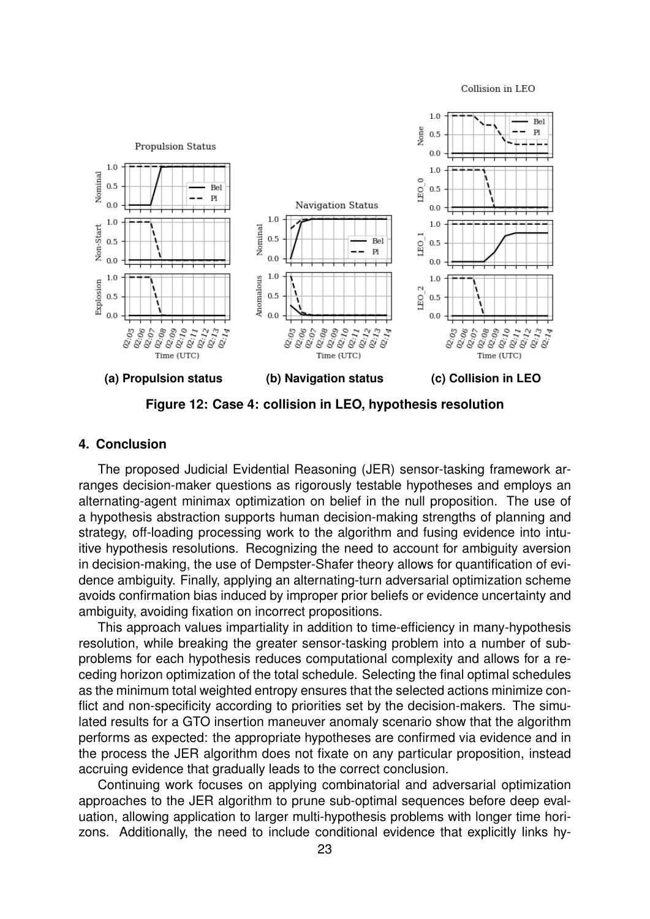**(a) Propulsion status** **(b) Navigation status** **(c) Collision in LEO**

**Figure 12: Case 4: collision in LEO, hypothesis resolution**

## 4. Conclusion

The proposed Judicial Evidential Reasoning (JER) sensor-tasking framework arranges decision-maker questions as rigorously testable hypotheses and employs an alternating-agent minimax optimization on belief in the null proposition. The use of a hypothesis abstraction supports human decision-making strengths of planning and strategy, off-loading processing work to the algorithm and fusing evidence into intuitive hypothesis resolutions. Recognizing the need to account for ambiguity aversion in decision-making, the use of Dempster-Shafer theory allows for quantification of evidence ambiguity. Finally, applying an alternating-turn adversarial optimization scheme avoids confirmation bias induced by improper prior beliefs or evidence uncertainty and ambiguity, avoiding fixation on incorrect propositions.

This approach values impartiality in addition to time-efficiency in many-hypothesis resolution, while breaking the greater sensor-tasking problem into a number of subproblems for each hypothesis reduces computational complexity and allows for a receding horizon optimization of the total schedule. Selecting the final optimal schedules as the minimum total weighted entropy ensures that the selected actions minimize conflict and non-specificity according to priorities set by the decision-makers. The simulated results for a GTO insertion maneuver anomaly scenario show that the algorithm performs as expected: the appropriate hypotheses are confirmed via evidence and in the process the JER algorithm does not fixate on any particular proposition, instead accruing evidence that gradually leads to the correct conclusion.

Continuing work focuses on applying combinatorial and adversarial optimization approaches to the JER algorithm to prune sub-optimal sequences before deep evaluation, allowing application to larger multi-hypothesis problems with longer time horizons. Additionally, the need to include conditional evidence that explicitly links hy-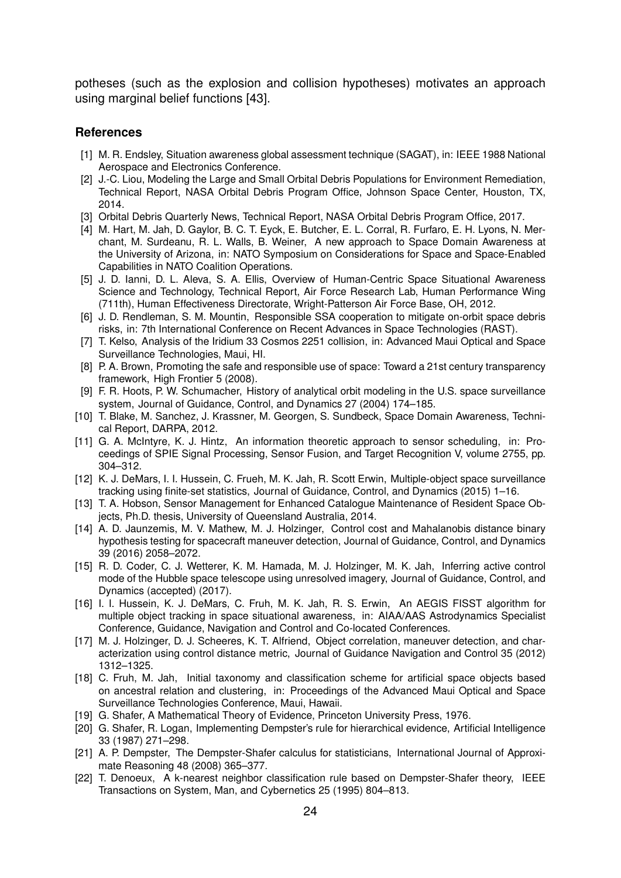potheses (such as the explosion and collision hypotheses) motivates an approach using marginal belief functions [43].

## References

[1] M. R. Endsley, Situation awareness global assessment technique (SAGAT), in: IEEE 1988 National Aerospace and Electronics Conference.

[2] J.-C. Liou, Modeling the Large and Small Orbital Debris Populations for Environment Remediation, Technical Report, NASA Orbital Debris Program Office, Johnson Space Center, Houston, TX, 2014.

[3] Orbital Debris Quarterly News, Technical Report, NASA Orbital Debris Program Office, 2017.

[4] M. Hart, M. Jah, D. Gaylor, B. C. T. Eyck, E. Butcher, E. L. Corral, R. Furfaro, E. H. Lyons, N. Merchant, M. Surdeanu, R. L. Walls, B. Weiner, A new approach to Space Domain Awareness at the University of Arizona, in: NATO Symposium on Considerations for Space and Space-Enabled Capabilities in NATO Coalition Operations.

[5] J. D. Ianni, D. L. Aleva, S. A. Ellis, Overview of Human-Centric Space Situational Awareness Science and Technology, Technical Report, Air Force Research Lab, Human Performance Wing (711th), Human Effectiveness Directorate, Wright-Patterson Air Force Base, OH, 2012.

[6] J. D. Rendleman, S. M. Mountin, Responsible SSA cooperation to mitigate on-orbit space debris risks, in: 7th International Conference on Recent Advances in Space Technologies (RAST).

[7] T. Kelso, Analysis of the Iridium 33 Cosmos 2251 collision, in: Advanced Maui Optical and Space Surveillance Technologies, Maui, HI.

[8] P. A. Brown, Promoting the safe and responsible use of space: Toward a 21st century transparency framework, High Frontier 5 (2008).

[9] F. R. Hoots, P. W. Schumacher, History of analytical orbit modeling in the U.S. space surveillance system, Journal of Guidance, Control, and Dynamics 27 (2004) 174–185.

[10] T. Blake, M. Sanchez, J. Krassner, M. Georgen, S. Sundbeck, Space Domain Awareness, Technical Report, DARPA, 2012.

[11] G. A. McIntyre, K. J. Hintz, An information theoretic approach to sensor scheduling, in: Proceedings of SPIE Signal Processing, Sensor Fusion, and Target Recognition V, volume 2755, pp. 304–312.

[12] K. J. DeMars, I. I. Hussein, C. Frueh, M. K. Jah, R. Scott Erwin, Multiple-object space surveillance tracking using finite-set statistics, Journal of Guidance, Control, and Dynamics (2015) 1–16.

[13] T. A. Hobson, Sensor Management for Enhanced Catalogue Maintenance of Resident Space Objects, Ph.D. thesis, University of Queensland Australia, 2014.

[14] A. D. Jaunzemis, M. V. Mathew, M. J. Holzinger, Control cost and Mahalanobis distance binary hypothesis testing for spacecraft maneuver detection, Journal of Guidance, Control, and Dynamics 39 (2016) 2058–2072.

[15] R. D. Coder, C. J. Wetterer, K. M. Hamada, M. J. Holzinger, M. K. Jah, Inferring active control mode of the Hubble space telescope using unresolved imagery, Journal of Guidance, Control, and Dynamics (accepted) (2017).

[16] I. I. Hussein, K. J. DeMars, C. Fruh, M. K. Jah, R. S. Erwin, An AEGIS FISST algorithm for multiple object tracking in space situational awareness, in: AIAA/AAS Astrodynamics Specialist Conference, Guidance, Navigation and Control and Co-located Conferences.

[17] M. J. Holzinger, D. J. Scheeres, K. T. Alfriend, Object correlation, maneuver detection, and characterization using control distance metric, Journal of Guidance Navigation and Control 35 (2012) 1312–1325.

[18] C. Fruh, M. Jah, Initial taxonomy and classification scheme for artificial space objects based on ancestral relation and clustering, in: Proceedings of the Advanced Maui Optical and Space Surveillance Technologies Conference, Maui, Hawaii.

[19] G. Shafer, A Mathematical Theory of Evidence, Princeton University Press, 1976.

[20] G. Shafer, R. Logan, Implementing Dempster's rule for hierarchical evidence, Artificial Intelligence 33 (1987) 271–298.

[21] A. P. Dempster, The Dempster-Shafer calculus for statisticians, International Journal of Approximate Reasoning 48 (2008) 365–377.

[22] T. Denoeux, A k-nearest neighbor classification rule based on Dempster-Shafer theory, IEEE Transactions on System, Man, and Cybernetics 25 (1995) 804–813.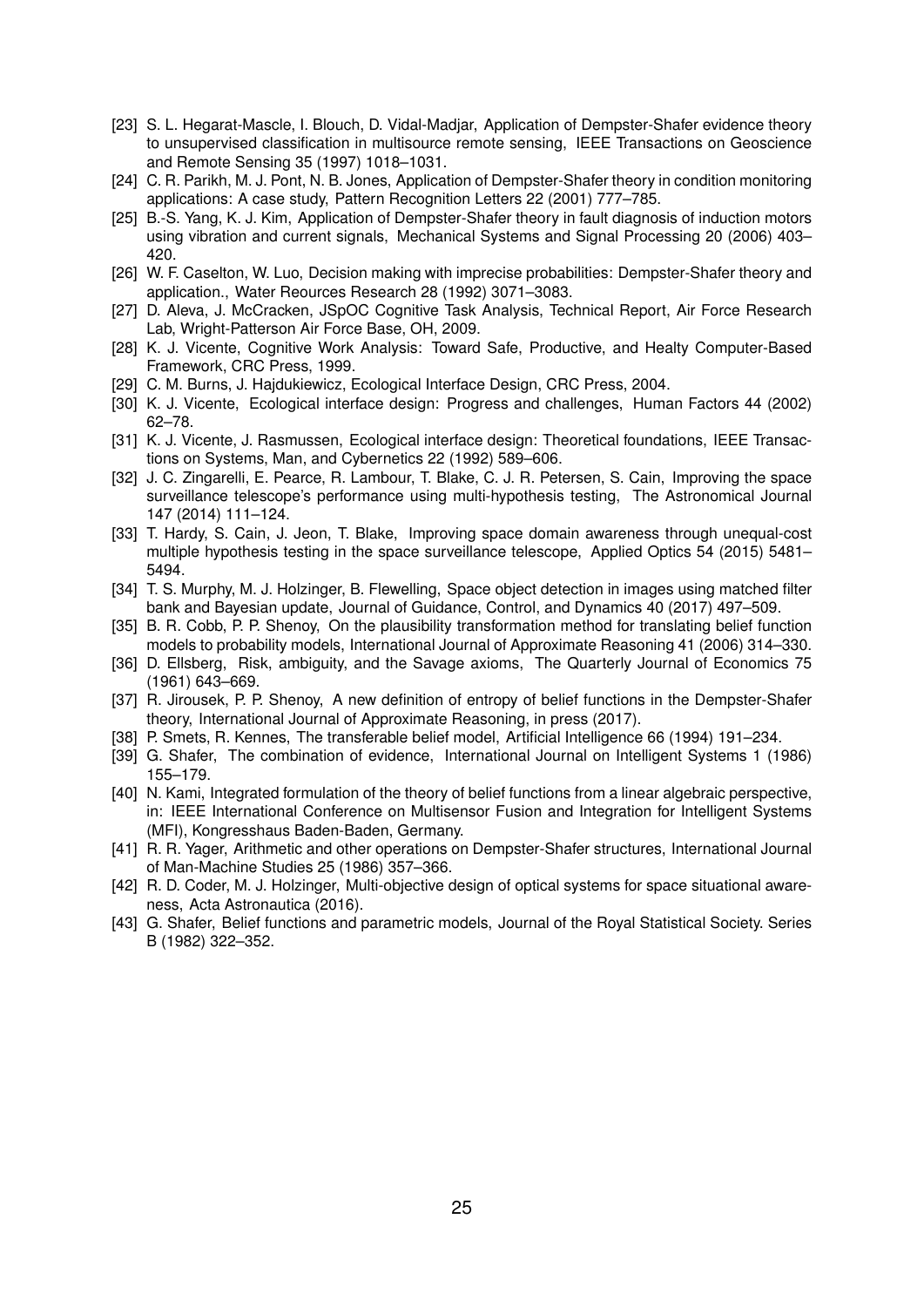[23] S. L. Hegarat-Mascle, I. Blouch, D. Vidal-Madjar, Application of Dempster-Shafer evidence theory to unsupervised classification in multisource remote sensing, IEEE Transactions on Geoscience and Remote Sensing 35 (1997) 1018–1031.

[24] C. R. Parikh, M. J. Pont, N. B. Jones, Application of Dempster-Shafer theory in condition monitoring applications: A case study, Pattern Recognition Letters 22 (2001) 777–785.

[25] B.-S. Yang, K. J. Kim, Application of Dempster-Shafer theory in fault diagnosis of induction motors using vibration and current signals, Mechanical Systems and Signal Processing 20 (2006) 403–420.

[26] W. F. Caselton, W. Luo, Decision making with imprecise probabilities: Dempster-Shafer theory and application., Water Reources Research 28 (1992) 3071–3083.

[27] D. Aleva, J. McCracken, JSpOC Cognitive Task Analysis, Technical Report, Air Force Research Lab, Wright-Patterson Air Force Base, OH, 2009.

[28] K. J. Vicente, Cognitive Work Analysis: Toward Safe, Productive, and Healty Computer-Based Framework, CRC Press, 1999.

[29] C. M. Burns, J. Hajdukiewicz, Ecological Interface Design, CRC Press, 2004.

[30] K. J. Vicente, Ecological interface design: Progress and challenges, Human Factors 44 (2002) 62–78.

[31] K. J. Vicente, J. Rasmussen, Ecological interface design: Theoretical foundations, IEEE Transactions on Systems, Man, and Cybernetics 22 (1992) 589–606.

[32] J. C. Zingarelli, E. Pearce, R. Lambour, T. Blake, C. J. R. Petersen, S. Cain, Improving the space surveillance telescope's performance using multi-hypothesis testing, The Astronomical Journal 147 (2014) 111–124.

[33] T. Hardy, S. Cain, J. Jeon, T. Blake, Improving space domain awareness through unequal-cost multiple hypothesis testing in the space surveillance telescope, Applied Optics 54 (2015) 5481–5494.

[34] T. S. Murphy, M. J. Holzinger, B. Flewelling, Space object detection in images using matched filter bank and Bayesian update, Journal of Guidance, Control, and Dynamics 40 (2017) 497–509.

[35] B. R. Cobb, P. P. Shenoy, On the plausibility transformation method for translating belief function models to probability models, International Journal of Approximate Reasoning 41 (2006) 314–330.

[36] D. Ellsberg, Risk, ambiguity, and the Savage axioms, The Quarterly Journal of Economics 75 (1961) 643–669.

[37] R. Jirousek, P. P. Shenoy, A new definition of entropy of belief functions in the Dempster-Shafer theory, International Journal of Approximate Reasoning, in press (2017).

[38] P. Smets, R. Kennes, The transferable belief model, Artificial Intelligence 66 (1994) 191–234.

[39] G. Shafer, The combination of evidence, International Journal on Intelligent Systems 1 (1986) 155–179.

[40] N. Kami, Integrated formulation of the theory of belief functions from a linear algebraic perspective, in: IEEE International Conference on Multisensor Fusion and Integration for Intelligent Systems (MFI), Kongresshaus Baden-Baden, Germany.

[41] R. R. Yager, Arithmetic and other operations on Dempster-Shafer structures, International Journal of Man-Machine Studies 25 (1986) 357–366.

[42] R. D. Coder, M. J. Holzinger, Multi-objective design of optical systems for space situational awareness, Acta Astronautica (2016).

[43] G. Shafer, Belief functions and parametric models, Journal of the Royal Statistical Society. Series B (1982) 322–352.